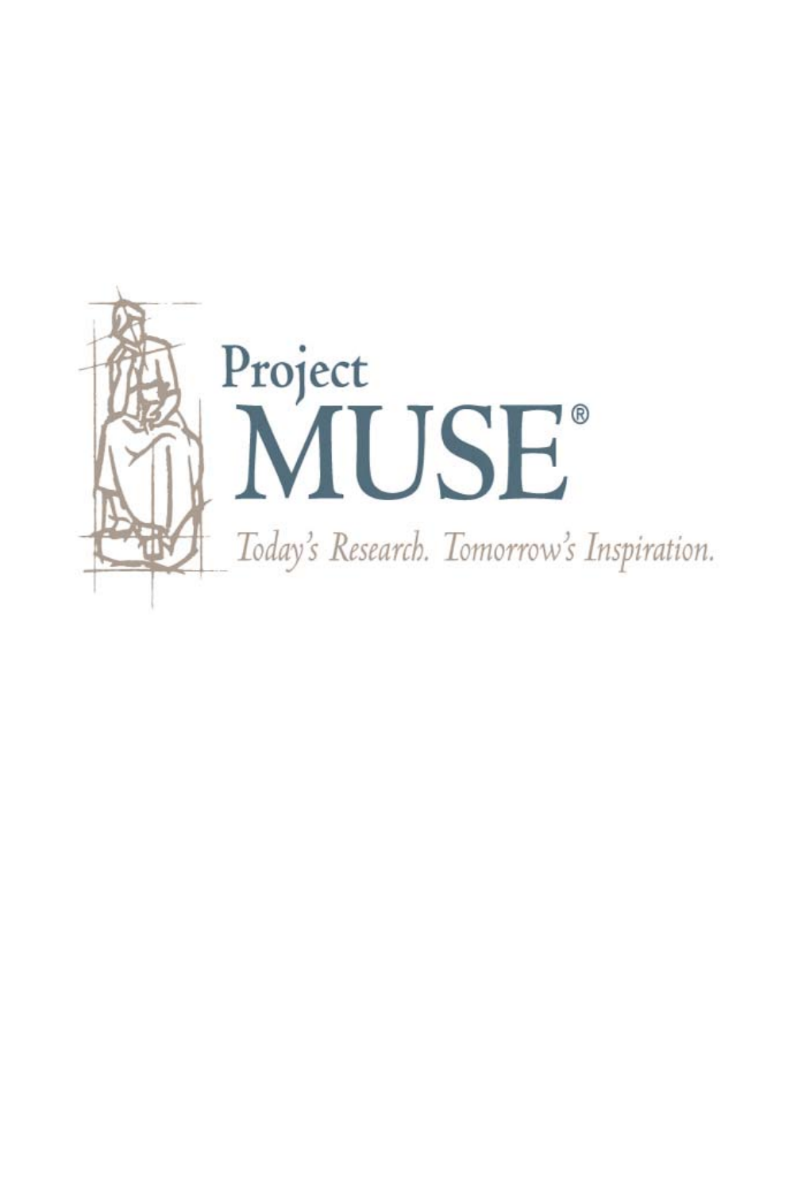Project
MUSE®

*Today's Research. Tomorrow's Inspiration.*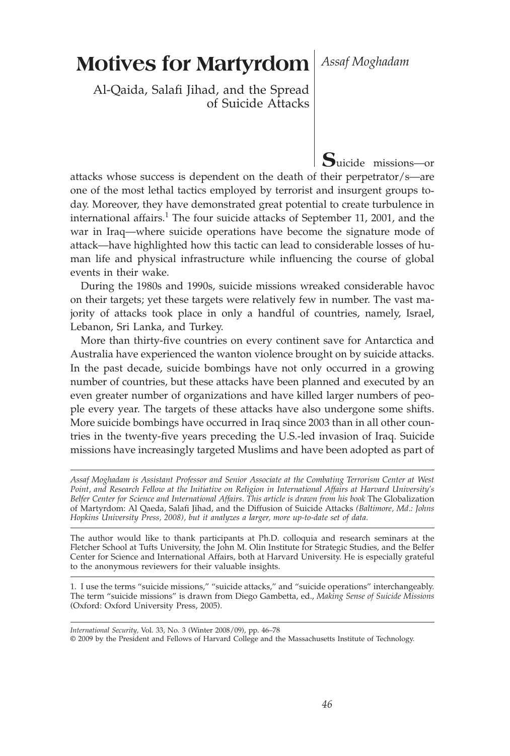# Motives for Martyrdom

## Al-Qaida, Salafi Jihad, and the Spread of Suicide Attacks

*Assaf Moghadam*

Suicide missions—or attacks whose success is dependent on the death of their perpetrator/s—are one of the most lethal tactics employed by terrorist and insurgent groups today. Moreover, they have demonstrated great potential to create turbulence in international affairs.[1] The four suicide attacks of September 11, 2001, and the war in Iraq—where suicide operations have become the signature mode of attack—have highlighted how this tactic can lead to considerable losses of human life and physical infrastructure while influencing the course of global events in their wake.

During the 1980s and 1990s, suicide missions wreaked considerable havoc on their targets; yet these targets were relatively few in number. The vast majority of attacks took place in only a handful of countries, namely, Israel, Lebanon, Sri Lanka, and Turkey.

More than thirty-five countries on every continent save for Antarctica and Australia have experienced the wanton violence brought on by suicide attacks. In the past decade, suicide bombings have not only occurred in a growing number of countries, but these attacks have been planned and executed by an even greater number of organizations and have killed larger numbers of people every year. The targets of these attacks have also undergone some shifts. More suicide bombings have occurred in Iraq since 2003 than in all other countries in the twenty-five years preceding the U.S.-led invasion of Iraq. Suicide missions have increasingly targeted Muslims and have been adopted as part of

---

*Assaf Moghadam is Assistant Professor and Senior Associate at the Combating Terrorism Center at West Point, and Research Fellow at the Initiative on Religion in International Affairs at Harvard University's Belfer Center for Science and International Affairs. This article is drawn from his book* The Globalization of Martyrdom: Al Qaeda, Salafi Jihad, and the Diffusion of Suicide Attacks *(Baltimore, Md.: Johns Hopkins University Press, 2008), but it analyzes a larger, more up-to-date set of data.*

The author would like to thank participants at Ph.D. colloquia and research seminars at the Fletcher School at Tufts University, the John M. Olin Institute for Strategic Studies, and the Belfer Center for Science and International Affairs, both at Harvard University. He is especially grateful to the anonymous reviewers for their valuable insights.

1. I use the terms "suicide missions," "suicide attacks," and "suicide operations" interchangeably. The term "suicide missions" is drawn from Diego Gambetta, ed., *Making Sense of Suicide Missions* (Oxford: Oxford University Press, 2005).

*International Security,* Vol. 33, No. 3 (Winter 2008/09), pp. 46–78
© 2009 by the President and Fellows of Harvard College and the Massachusetts Institute of Technology.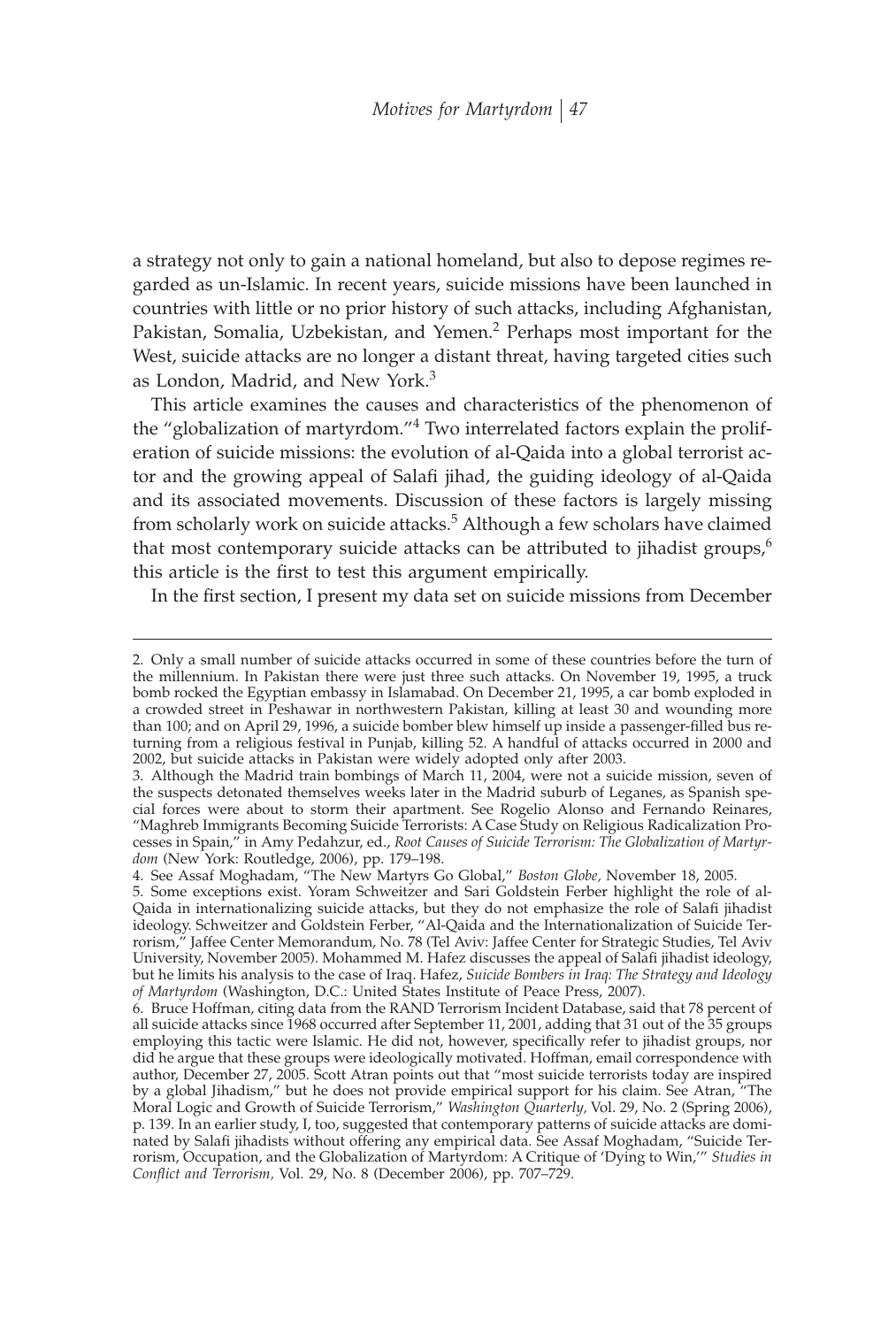a strategy not only to gain a national homeland, but also to depose regimes regarded as un-Islamic. In recent years, suicide missions have been launched in countries with little or no prior history of such attacks, including Afghanistan, Pakistan, Somalia, Uzbekistan, and Yemen.[2] Perhaps most important for the West, suicide attacks are no longer a distant threat, having targeted cities such as London, Madrid, and New York.[3]

This article examines the causes and characteristics of the phenomenon of the "globalization of martyrdom."[4] Two interrelated factors explain the proliferation of suicide missions: the evolution of al-Qaida into a global terrorist actor and the growing appeal of Salafi jihad, the guiding ideology of al-Qaida and its associated movements. Discussion of these factors is largely missing from scholarly work on suicide attacks.[5] Although a few scholars have claimed that most contemporary suicide attacks can be attributed to jihadist groups,[6] this article is the first to test this argument empirically.

In the first section, I present my data set on suicide missions from December

---

2. Only a small number of suicide attacks occurred in some of these countries before the turn of the millennium. In Pakistan there were just three such attacks. On November 19, 1995, a truck bomb rocked the Egyptian embassy in Islamabad. On December 21, 1995, a car bomb exploded in a crowded street in Peshawar in northwestern Pakistan, killing at least 30 and wounding more than 100; and on April 29, 1996, a suicide bomber blew himself up inside a passenger-filled bus returning from a religious festival in Punjab, killing 52. A handful of attacks occurred in 2000 and 2002, but suicide attacks in Pakistan were widely adopted only after 2003.

3. Although the Madrid train bombings of March 11, 2004, were not a suicide mission, seven of the suspects detonated themselves weeks later in the Madrid suburb of Leganes, as Spanish special forces were about to storm their apartment. See Rogelio Alonso and Fernando Reinares, "Maghreb Immigrants Becoming Suicide Terrorists: A Case Study on Religious Radicalization Processes in Spain," in Amy Pedahzur, ed., *Root Causes of Suicide Terrorism: The Globalization of Martyrdom* (New York: Routledge, 2006), pp. 179–198.

4. See Assaf Moghadam, "The New Martyrs Go Global," *Boston Globe,* November 18, 2005.

5. Some exceptions exist. Yoram Schweitzer and Sari Goldstein Ferber highlight the role of al-Qaida in internationalizing suicide attacks, but they do not emphasize the role of Salafi jihadist ideology. Schweitzer and Goldstein Ferber, "Al-Qaida and the Internationalization of Suicide Terrorism," Jaffee Center Memorandum, No. 78 (Tel Aviv: Jaffee Center for Strategic Studies, Tel Aviv University, November 2005). Mohammed M. Hafez discusses the appeal of Salafi jihadist ideology, but he limits his analysis to the case of Iraq. Hafez, *Suicide Bombers in Iraq: The Strategy and Ideology of Martyrdom* (Washington, D.C.: United States Institute of Peace Press, 2007).

6. Bruce Hoffman, citing data from the RAND Terrorism Incident Database, said that 78 percent of all suicide attacks since 1968 occurred after September 11, 2001, adding that 31 out of the 35 groups employing this tactic were Islamic. He did not, however, specifically refer to jihadist groups, nor did he argue that these groups were ideologically motivated. Hoffman, email correspondence with author, December 27, 2005. Scott Atran points out that "most suicide terrorists today are inspired by a global Jihadism," but he does not provide empirical support for his claim. See Atran, "The Moral Logic and Growth of Suicide Terrorism," *Washington Quarterly,* Vol. 29, No. 2 (Spring 2006), p. 139. In an earlier study, I, too, suggested that contemporary patterns of suicide attacks are dominated by Salafi jihadists without offering any empirical data. See Assaf Moghadam, "Suicide Terrorism, Occupation, and the Globalization of Martyrdom: A Critique of 'Dying to Win,'" *Studies in Conflict and Terrorism,* Vol. 29, No. 8 (December 2006), pp. 707–729.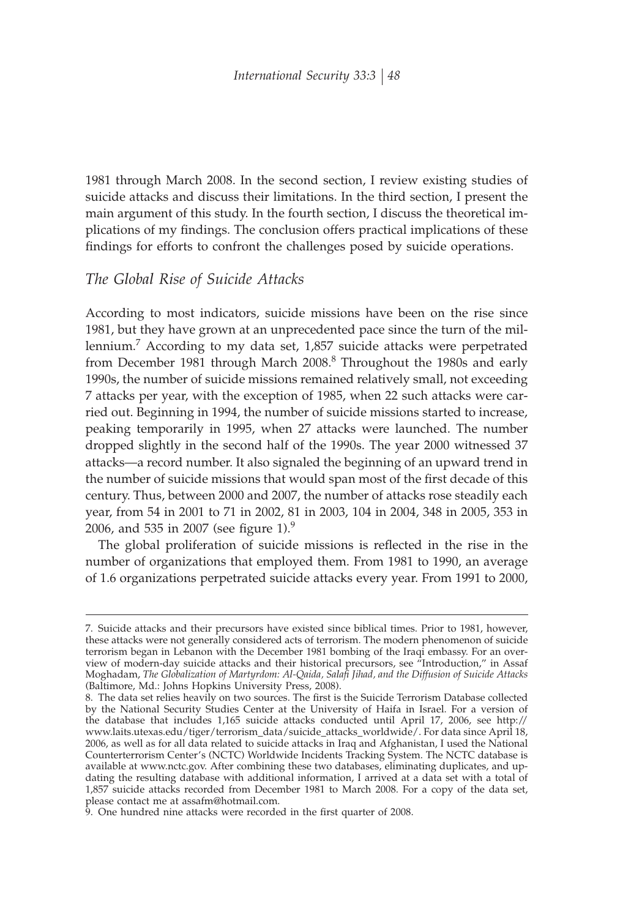1981 through March 2008. In the second section, I review existing studies of suicide attacks and discuss their limitations. In the third section, I present the main argument of this study. In the fourth section, I discuss the theoretical implications of my findings. The conclusion offers practical implications of these findings for efforts to confront the challenges posed by suicide operations.

## *The Global Rise of Suicide Attacks*

According to most indicators, suicide missions have been on the rise since 1981, but they have grown at an unprecedented pace since the turn of the millennium.[7] According to my data set, 1,857 suicide attacks were perpetrated from December 1981 through March 2008.[8] Throughout the 1980s and early 1990s, the number of suicide missions remained relatively small, not exceeding 7 attacks per year, with the exception of 1985, when 22 such attacks were carried out. Beginning in 1994, the number of suicide missions started to increase, peaking temporarily in 1995, when 27 attacks were launched. The number dropped slightly in the second half of the 1990s. The year 2000 witnessed 37 attacks—a record number. It also signaled the beginning of an upward trend in the number of suicide missions that would span most of the first decade of this century. Thus, between 2000 and 2007, the number of attacks rose steadily each year, from 54 in 2001 to 71 in 2002, 81 in 2003, 104 in 2004, 348 in 2005, 353 in 2006, and 535 in 2007 (see figure 1).[9]

The global proliferation of suicide missions is reflected in the rise in the number of organizations that employed them. From 1981 to 1990, an average of 1.6 organizations perpetrated suicide attacks every year. From 1991 to 2000,

---

7. Suicide attacks and their precursors have existed since biblical times. Prior to 1981, however, these attacks were not generally considered acts of terrorism. The modern phenomenon of suicide terrorism began in Lebanon with the December 1981 bombing of the Iraqi embassy. For an overview of modern-day suicide attacks and their historical precursors, see "Introduction," in Assaf Moghadam, *The Globalization of Martyrdom: Al-Qaida, Salafi Jihad, and the Diffusion of Suicide Attacks* (Baltimore, Md.: Johns Hopkins University Press, 2008).

8. The data set relies heavily on two sources. The first is the Suicide Terrorism Database collected by the National Security Studies Center at the University of Haifa in Israel. For a version of the database that includes 1,165 suicide attacks conducted until April 17, 2006, see http://www.laits.utexas.edu/tiger/terrorism_data/suicide_attacks_worldwide/. For data since April 18, 2006, as well as for all data related to suicide attacks in Iraq and Afghanistan, I used the National Counterterrorism Center's (NCTC) Worldwide Incidents Tracking System. The NCTC database is available at www.nctc.gov. After combining these two databases, eliminating duplicates, and updating the resulting database with additional information, I arrived at a data set with a total of 1,857 suicide attacks recorded from December 1981 to March 2008. For a copy of the data set, please contact me at assafm@hotmail.com.

9. One hundred nine attacks were recorded in the first quarter of 2008.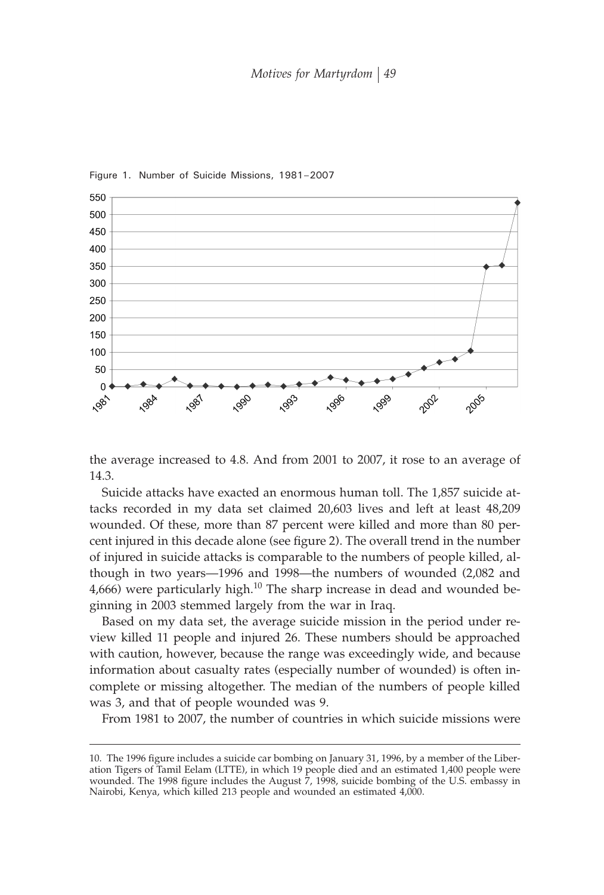Figure 1. Number of Suicide Missions, 1981–2007

the average increased to 4.8. And from 2001 to 2007, it rose to an average of 14.3.

Suicide attacks have exacted an enormous human toll. The 1,857 suicide attacks recorded in my data set claimed 20,603 lives and left at least 48,209 wounded. Of these, more than 87 percent were killed and more than 80 percent injured in this decade alone (see figure 2). The overall trend in the number of injured in suicide attacks is comparable to the numbers of people killed, although in two years—1996 and 1998—the numbers of wounded (2,082 and 4,666) were particularly high.[10] The sharp increase in dead and wounded beginning in 2003 stemmed largely from the war in Iraq.

Based on my data set, the average suicide mission in the period under review killed 11 people and injured 26. These numbers should be approached with caution, however, because the range was exceedingly wide, and because information about casualty rates (especially number of wounded) is often incomplete or missing altogether. The median of the numbers of people killed was 3, and that of people wounded was 9.

From 1981 to 2007, the number of countries in which suicide missions were

---

10. The 1996 figure includes a suicide car bombing on January 31, 1996, by a member of the Liberation Tigers of Tamil Eelam (LTTE), in which 19 people died and an estimated 1,400 people were wounded. The 1998 figure includes the August 7, 1998, suicide bombing of the U.S. embassy in Nairobi, Kenya, which killed 213 people and wounded an estimated 4,000.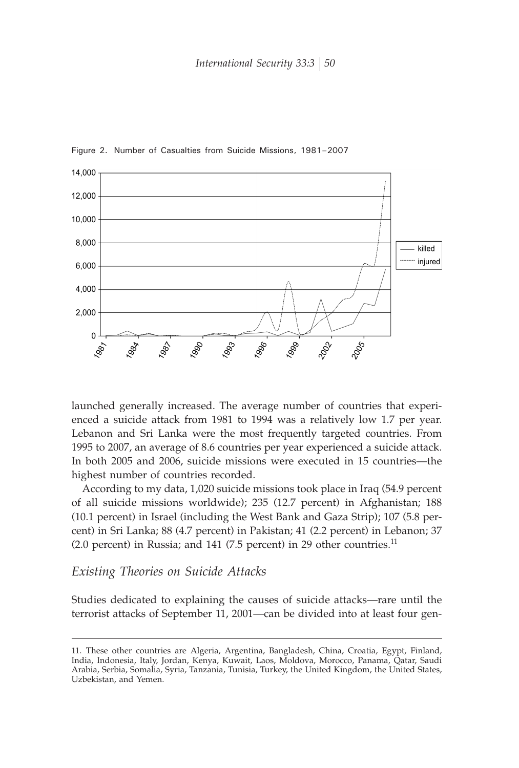Figure 2. Number of Casualties from Suicide Missions, 1981–2007

launched generally increased. The average number of countries that experienced a suicide attack from 1981 to 1994 was a relatively low 1.7 per year. Lebanon and Sri Lanka were the most frequently targeted countries. From 1995 to 2007, an average of 8.6 countries per year experienced a suicide attack. In both 2005 and 2006, suicide missions were executed in 15 countries—the highest number of countries recorded.

According to my data, 1,020 suicide missions took place in Iraq (54.9 percent of all suicide missions worldwide); 235 (12.7 percent) in Afghanistan; 188 (10.1 percent) in Israel (including the West Bank and Gaza Strip); 107 (5.8 percent) in Sri Lanka; 88 (4.7 percent) in Pakistan; 41 (2.2 percent) in Lebanon; 37 (2.0 percent) in Russia; and 141 (7.5 percent) in 29 other countries.[11]

## *Existing Theories on Suicide Attacks*

Studies dedicated to explaining the causes of suicide attacks—rare until the terrorist attacks of September 11, 2001—can be divided into at least four gen-

11. These other countries are Algeria, Argentina, Bangladesh, China, Croatia, Egypt, Finland, India, Indonesia, Italy, Jordan, Kenya, Kuwait, Laos, Moldova, Morocco, Panama, Qatar, Saudi Arabia, Serbia, Somalia, Syria, Tanzania, Tunisia, Turkey, the United Kingdom, the United States, Uzbekistan, and Yemen.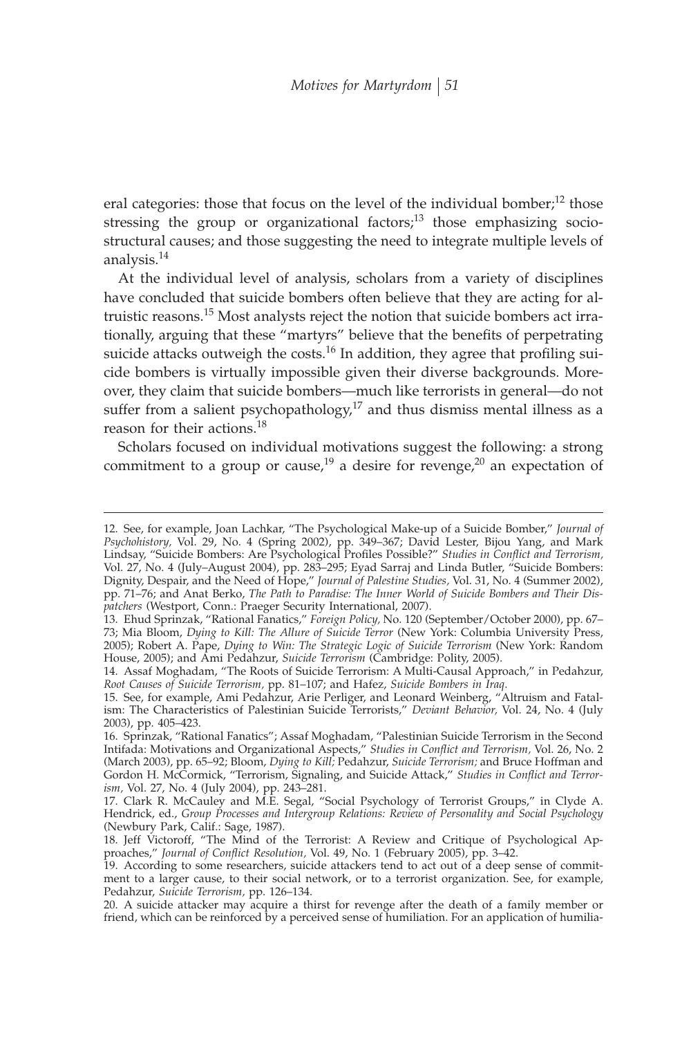eral categories: those that focus on the level of the individual bomber;[12] those stressing the group or organizational factors;[13] those emphasizing sociostructural causes; and those suggesting the need to integrate multiple levels of analysis.[14]

At the individual level of analysis, scholars from a variety of disciplines have concluded that suicide bombers often believe that they are acting for altruistic reasons.[15] Most analysts reject the notion that suicide bombers act irrationally, arguing that these "martyrs" believe that the benefits of perpetrating suicide attacks outweigh the costs.[16] In addition, they agree that profiling suicide bombers is virtually impossible given their diverse backgrounds. Moreover, they claim that suicide bombers—much like terrorists in general—do not suffer from a salient psychopathology,[17] and thus dismiss mental illness as a reason for their actions.[18]

Scholars focused on individual motivations suggest the following: a strong commitment to a group or cause,[19] a desire for revenge,[20] an expectation of

---

12. See, for example, Joan Lachkar, "The Psychological Make-up of a Suicide Bomber," *Journal of Psychohistory,* Vol. 29, No. 4 (Spring 2002), pp. 349–367; David Lester, Bijou Yang, and Mark Lindsay, "Suicide Bombers: Are Psychological Profiles Possible?" *Studies in Conflict and Terrorism,* Vol. 27, No. 4 (July–August 2004), pp. 283–295; Eyad Sarraj and Linda Butler, "Suicide Bombers: Dignity, Despair, and the Need of Hope," *Journal of Palestine Studies,* Vol. 31, No. 4 (Summer 2002), pp. 71–76; and Anat Berko, *The Path to Paradise: The Inner World of Suicide Bombers and Their Dispatchers* (Westport, Conn.: Praeger Security International, 2007).

13. Ehud Sprinzak, "Rational Fanatics," *Foreign Policy,* No. 120 (September/October 2000), pp. 67–73; Mia Bloom, *Dying to Kill: The Allure of Suicide Terror* (New York: Columbia University Press, 2005); Robert A. Pape, *Dying to Win: The Strategic Logic of Suicide Terrorism* (New York: Random House, 2005); and Ami Pedahzur, *Suicide Terrorism* (Cambridge: Polity, 2005).

14. Assaf Moghadam, "The Roots of Suicide Terrorism: A Multi-Causal Approach," in Pedahzur, *Root Causes of Suicide Terrorism,* pp. 81–107; and Hafez, *Suicide Bombers in Iraq.*

15. See, for example, Ami Pedahzur, Arie Perliger, and Leonard Weinberg, "Altruism and Fatalism: The Characteristics of Palestinian Suicide Terrorists," *Deviant Behavior,* Vol. 24, No. 4 (July 2003), pp. 405–423.

16. Sprinzak, "Rational Fanatics"; Assaf Moghadam, "Palestinian Suicide Terrorism in the Second Intifada: Motivations and Organizational Aspects," *Studies in Conflict and Terrorism,* Vol. 26, No. 2 (March 2003), pp. 65–92; Bloom, *Dying to Kill;* Pedahzur, *Suicide Terrorism;* and Bruce Hoffman and Gordon H. McCormick, "Terrorism, Signaling, and Suicide Attack," *Studies in Conflict and Terrorism,* Vol. 27, No. 4 (July 2004), pp. 243–281.

17. Clark R. McCauley and M.E. Segal, "Social Psychology of Terrorist Groups," in Clyde A. Hendrick, ed., *Group Processes and Intergroup Relations: Review of Personality and Social Psychology* (Newbury Park, Calif.: Sage, 1987).

18. Jeff Victoroff, "The Mind of the Terrorist: A Review and Critique of Psychological Approaches," *Journal of Conflict Resolution,* Vol. 49, No. 1 (February 2005), pp. 3–42.

19. According to some researchers, suicide attackers tend to act out of a deep sense of commitment to a larger cause, to their social network, or to a terrorist organization. See, for example, Pedahzur, *Suicide Terrorism,* pp. 126–134.

20. A suicide attacker may acquire a thirst for revenge after the death of a family member or friend, which can be reinforced by a perceived sense of humiliation. For an application of humilia-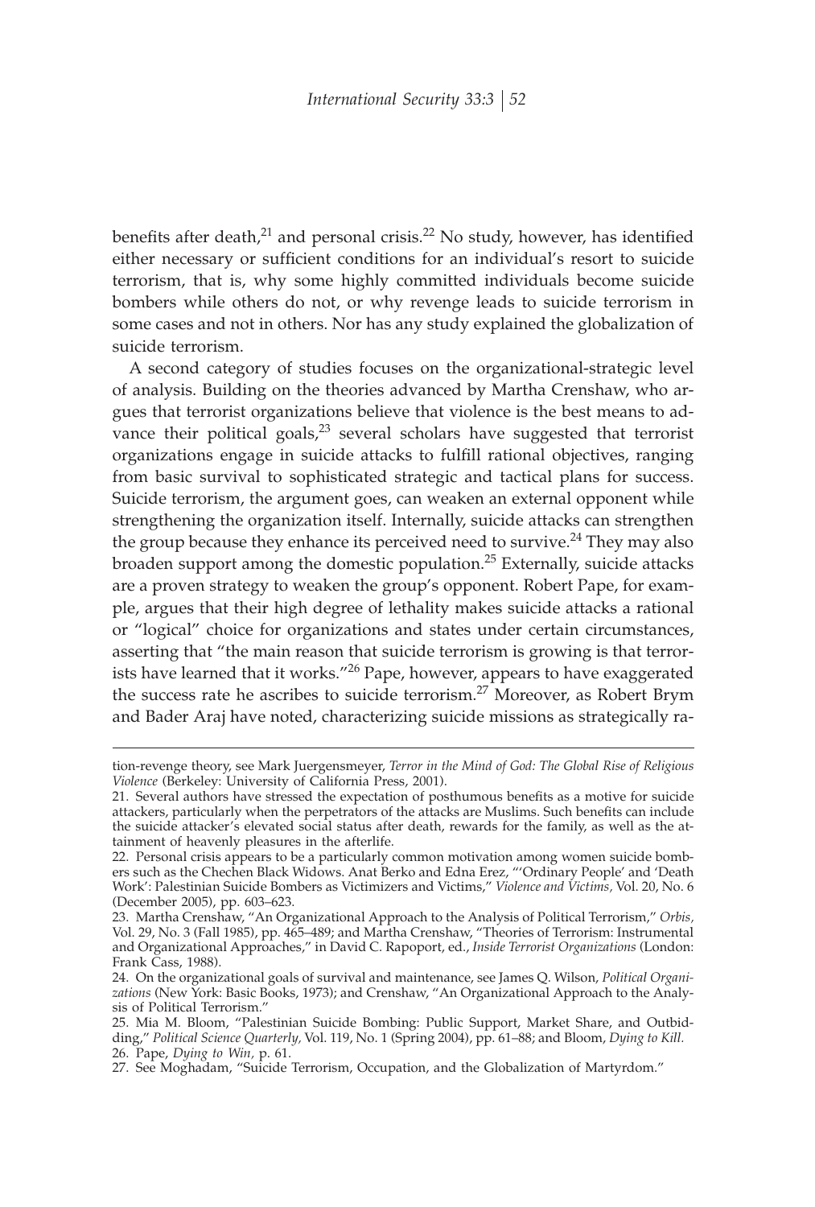benefits after death,[21] and personal crisis.[22] No study, however, has identified either necessary or sufficient conditions for an individual's resort to suicide terrorism, that is, why some highly committed individuals become suicide bombers while others do not, or why revenge leads to suicide terrorism in some cases and not in others. Nor has any study explained the globalization of suicide terrorism.

A second category of studies focuses on the organizational-strategic level of analysis. Building on the theories advanced by Martha Crenshaw, who argues that terrorist organizations believe that violence is the best means to advance their political goals,[23] several scholars have suggested that terrorist organizations engage in suicide attacks to fulfill rational objectives, ranging from basic survival to sophisticated strategic and tactical plans for success. Suicide terrorism, the argument goes, can weaken an external opponent while strengthening the organization itself. Internally, suicide attacks can strengthen the group because they enhance its perceived need to survive.[24] They may also broaden support among the domestic population.[25] Externally, suicide attacks are a proven strategy to weaken the group's opponent. Robert Pape, for example, argues that their high degree of lethality makes suicide attacks a rational or "logical" choice for organizations and states under certain circumstances, asserting that "the main reason that suicide terrorism is growing is that terrorists have learned that it works."[26] Pape, however, appears to have exaggerated the success rate he ascribes to suicide terrorism.[27] Moreover, as Robert Brym and Bader Araj have noted, characterizing suicide missions as strategically ra-

---

tion-revenge theory, see Mark Juergensmeyer, *Terror in the Mind of God: The Global Rise of Religious Violence* (Berkeley: University of California Press, 2001).

21. Several authors have stressed the expectation of posthumous benefits as a motive for suicide attackers, particularly when the perpetrators of the attacks are Muslims. Such benefits can include the suicide attacker's elevated social status after death, rewards for the family, as well as the attainment of heavenly pleasures in the afterlife.

22. Personal crisis appears to be a particularly common motivation among women suicide bombers such as the Chechen Black Widows. Anat Berko and Edna Erez, "'Ordinary People' and 'Death Work': Palestinian Suicide Bombers as Victimizers and Victims," *Violence and Victims,* Vol. 20, No. 6 (December 2005), pp. 603–623.

23. Martha Crenshaw, "An Organizational Approach to the Analysis of Political Terrorism," *Orbis,* Vol. 29, No. 3 (Fall 1985), pp. 465–489; and Martha Crenshaw, "Theories of Terrorism: Instrumental and Organizational Approaches," in David C. Rapoport, ed., *Inside Terrorist Organizations* (London: Frank Cass, 1988).

24. On the organizational goals of survival and maintenance, see James Q. Wilson, *Political Organizations* (New York: Basic Books, 1973); and Crenshaw, "An Organizational Approach to the Analysis of Political Terrorism."

25. Mia M. Bloom, "Palestinian Suicide Bombing: Public Support, Market Share, and Outbidding," *Political Science Quarterly,* Vol. 119, No. 1 (Spring 2004), pp. 61–88; and Bloom, *Dying to Kill.*

26. Pape, *Dying to Win,* p. 61.

27. See Moghadam, "Suicide Terrorism, Occupation, and the Globalization of Martyrdom."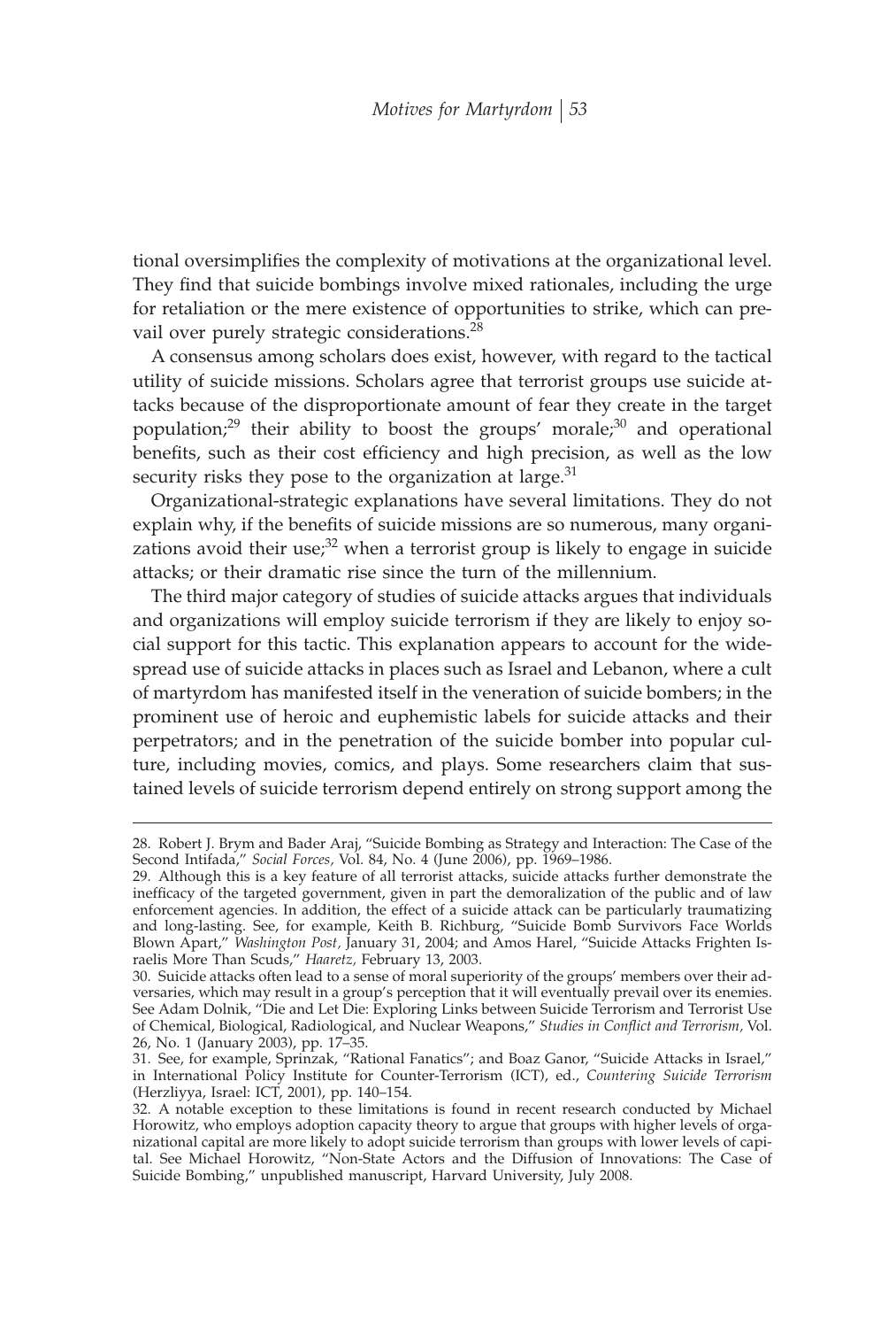tional oversimplifies the complexity of motivations at the organizational level. They find that suicide bombings involve mixed rationales, including the urge for retaliation or the mere existence of opportunities to strike, which can prevail over purely strategic considerations.[28]

A consensus among scholars does exist, however, with regard to the tactical utility of suicide missions. Scholars agree that terrorist groups use suicide attacks because of the disproportionate amount of fear they create in the target population;[29] their ability to boost the groups' morale;[30] and operational benefits, such as their cost efficiency and high precision, as well as the low security risks they pose to the organization at large.[31]

Organizational-strategic explanations have several limitations. They do not explain why, if the benefits of suicide missions are so numerous, many organizations avoid their use;[32] when a terrorist group is likely to engage in suicide attacks; or their dramatic rise since the turn of the millennium.

The third major category of studies of suicide attacks argues that individuals and organizations will employ suicide terrorism if they are likely to enjoy social support for this tactic. This explanation appears to account for the widespread use of suicide attacks in places such as Israel and Lebanon, where a cult of martyrdom has manifested itself in the veneration of suicide bombers; in the prominent use of heroic and euphemistic labels for suicide attacks and their perpetrators; and in the penetration of the suicide bomber into popular culture, including movies, comics, and plays. Some researchers claim that sustained levels of suicide terrorism depend entirely on strong support among the

---

28. Robert J. Brym and Bader Araj, "Suicide Bombing as Strategy and Interaction: The Case of the Second Intifada," *Social Forces,* Vol. 84, No. 4 (June 2006), pp. 1969–1986.

29. Although this is a key feature of all terrorist attacks, suicide attacks further demonstrate the inefficacy of the targeted government, given in part the demoralization of the public and of law enforcement agencies. In addition, the effect of a suicide attack can be particularly traumatizing and long-lasting. See, for example, Keith B. Richburg, "Suicide Bomb Survivors Face Worlds Blown Apart," *Washington Post,* January 31, 2004; and Amos Harel, "Suicide Attacks Frighten Israelis More Than Scuds," *Haaretz,* February 13, 2003.

30. Suicide attacks often lead to a sense of moral superiority of the groups' members over their adversaries, which may result in a group's perception that it will eventually prevail over its enemies. See Adam Dolnik, "Die and Let Die: Exploring Links between Suicide Terrorism and Terrorist Use of Chemical, Biological, Radiological, and Nuclear Weapons," *Studies in Conflict and Terrorism,* Vol. 26, No. 1 (January 2003), pp. 17–35.

31. See, for example, Sprinzak, "Rational Fanatics"; and Boaz Ganor, "Suicide Attacks in Israel," in International Policy Institute for Counter-Terrorism (ICT), ed., *Countering Suicide Terrorism* (Herzliyya, Israel: ICT, 2001), pp. 140–154.

32. A notable exception to these limitations is found in recent research conducted by Michael Horowitz, who employs adoption capacity theory to argue that groups with higher levels of organizational capital are more likely to adopt suicide terrorism than groups with lower levels of capital. See Michael Horowitz, "Non-State Actors and the Diffusion of Innovations: The Case of Suicide Bombing," unpublished manuscript, Harvard University, July 2008.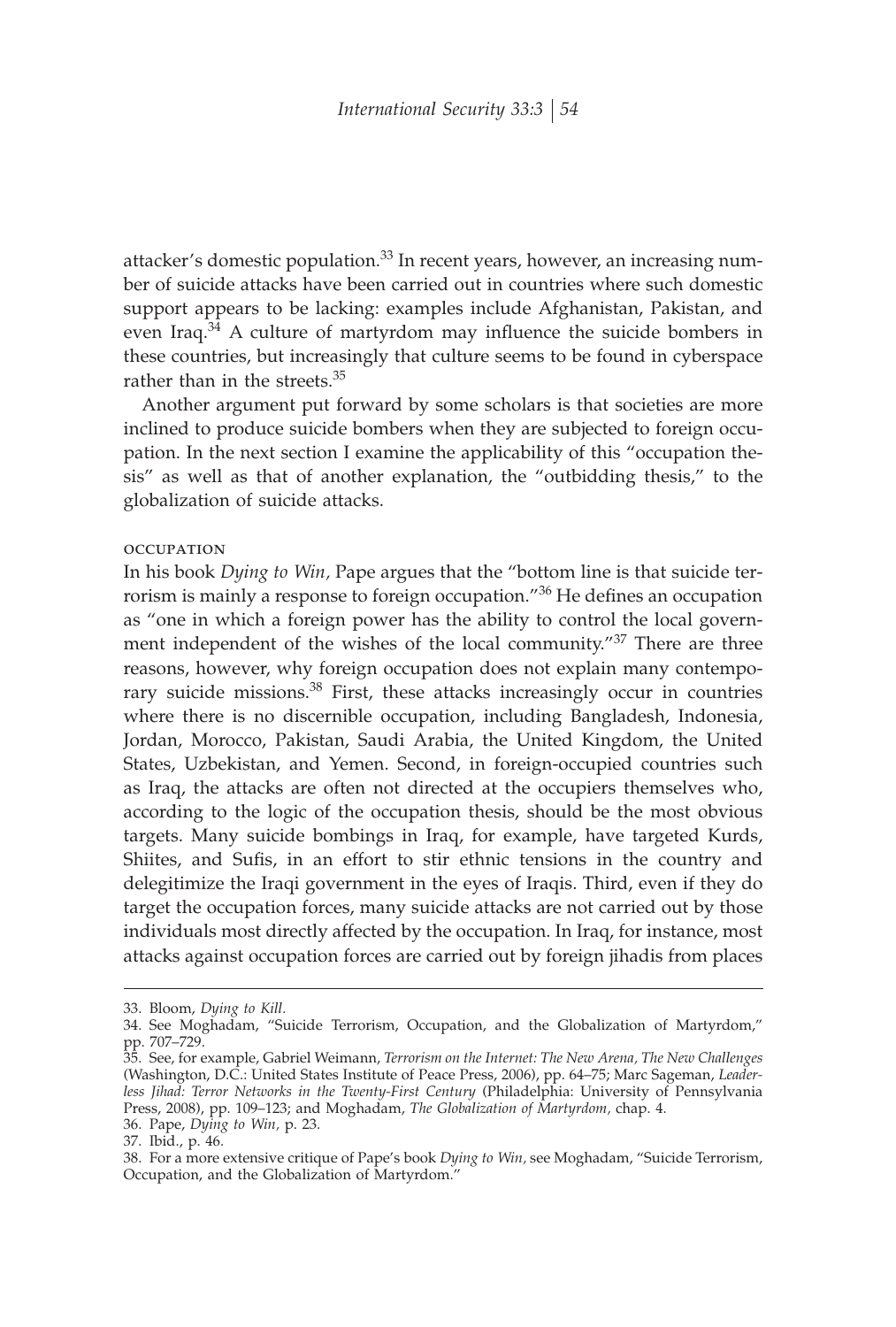attacker's domestic population.[33] In recent years, however, an increasing number of suicide attacks have been carried out in countries where such domestic support appears to be lacking: examples include Afghanistan, Pakistan, and even Iraq.[34] A culture of martyrdom may influence the suicide bombers in these countries, but increasingly that culture seems to be found in cyberspace rather than in the streets.[35]

Another argument put forward by some scholars is that societies are more inclined to produce suicide bombers when they are subjected to foreign occupation. In the next section I examine the applicability of this "occupation thesis" as well as that of another explanation, the "outbidding thesis," to the globalization of suicide attacks.

### OCCUPATION

In his book *Dying to Win,* Pape argues that the "bottom line is that suicide terrorism is mainly a response to foreign occupation."[36] He defines an occupation as "one in which a foreign power has the ability to control the local government independent of the wishes of the local community."[37] There are three reasons, however, why foreign occupation does not explain many contemporary suicide missions.[38] First, these attacks increasingly occur in countries where there is no discernible occupation, including Bangladesh, Indonesia, Jordan, Morocco, Pakistan, Saudi Arabia, the United Kingdom, the United States, Uzbekistan, and Yemen. Second, in foreign-occupied countries such as Iraq, the attacks are often not directed at the occupiers themselves who, according to the logic of the occupation thesis, should be the most obvious targets. Many suicide bombings in Iraq, for example, have targeted Kurds, Shiites, and Sufis, in an effort to stir ethnic tensions in the country and delegitimize the Iraqi government in the eyes of Iraqis. Third, even if they do target the occupation forces, many suicide attacks are not carried out by those individuals most directly affected by the occupation. In Iraq, for instance, most attacks against occupation forces are carried out by foreign jihadis from places

---

33. Bloom, *Dying to Kill.*

34. See Moghadam, "Suicide Terrorism, Occupation, and the Globalization of Martyrdom," pp. 707–729.

35. See, for example, Gabriel Weimann, *Terrorism on the Internet: The New Arena, The New Challenges* (Washington, D.C.: United States Institute of Peace Press, 2006), pp. 64–75; Marc Sageman, *Leaderless Jihad: Terror Networks in the Twenty-First Century* (Philadelphia: University of Pennsylvania Press, 2008), pp. 109–123; and Moghadam, *The Globalization of Martyrdom,* chap. 4.

36. Pape, *Dying to Win,* p. 23.

37. Ibid., p. 46.

38. For a more extensive critique of Pape's book *Dying to Win,* see Moghadam, "Suicide Terrorism, Occupation, and the Globalization of Martyrdom."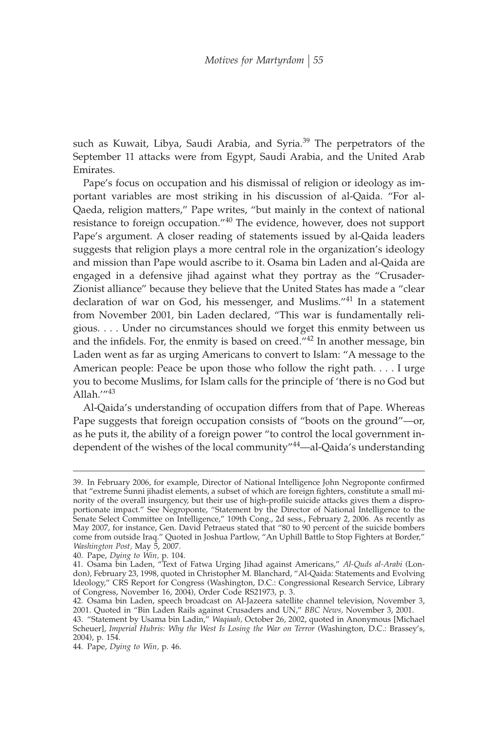such as Kuwait, Libya, Saudi Arabia, and Syria.[39] The perpetrators of the September 11 attacks were from Egypt, Saudi Arabia, and the United Arab Emirates.

Pape's focus on occupation and his dismissal of religion or ideology as important variables are most striking in his discussion of al-Qaida. "For al-Qaeda, religion matters," Pape writes, "but mainly in the context of national resistance to foreign occupation."[40] The evidence, however, does not support Pape's argument. A closer reading of statements issued by al-Qaida leaders suggests that religion plays a more central role in the organization's ideology and mission than Pape would ascribe to it. Osama bin Laden and al-Qaida are engaged in a defensive jihad against what they portray as the "Crusader-Zionist alliance" because they believe that the United States has made a "clear declaration of war on God, his messenger, and Muslims."[41] In a statement from November 2001, bin Laden declared, "This war is fundamentally religious. . . . Under no circumstances should we forget this enmity between us and the infidels. For, the enmity is based on creed."[42] In another message, bin Laden went as far as urging Americans to convert to Islam: "A message to the American people: Peace be upon those who follow the right path. . . . I urge you to become Muslims, for Islam calls for the principle of 'there is no God but Allah.'"[43]

Al-Qaida's understanding of occupation differs from that of Pape. Whereas Pape suggests that foreign occupation consists of "boots on the ground"—or, as he puts it, the ability of a foreign power "to control the local government independent of the wishes of the local community"[44]—al-Qaida's understanding

---

39. In February 2006, for example, Director of National Intelligence John Negroponte confirmed that "extreme Sunni jihadist elements, a subset of which are foreign fighters, constitute a small minority of the overall insurgency, but their use of high-profile suicide attacks gives them a disproportionate impact." See Negroponte, "Statement by the Director of National Intelligence to the Senate Select Committee on Intelligence," 109th Cong., 2d sess., February 2, 2006. As recently as May 2007, for instance, Gen. David Petraeus stated that "80 to 90 percent of the suicide bombers come from outside Iraq." Quoted in Joshua Partlow, "An Uphill Battle to Stop Fighters at Border," *Washington Post,* May 5, 2007.

40. Pape, *Dying to Win,* p. 104.

41. Osama bin Laden, "Text of Fatwa Urging Jihad against Americans," *Al-Quds al-Arabi* (London), February 23, 1998, quoted in Christopher M. Blanchard, "Al-Qaida: Statements and Evolving Ideology," CRS Report for Congress (Washington, D.C.: Congressional Research Service, Library of Congress, November 16, 2004), Order Code RS21973, p. 3.

42. Osama bin Laden, speech broadcast on Al-Jazeera satellite channel television, November 3, 2001. Quoted in "Bin Laden Rails against Crusaders and UN," *BBC News,* November 3, 2001.

43. "Statement by Usama bin Ladin," *Waqiaah,* October 26, 2002, quoted in Anonymous [Michael Scheuer], *Imperial Hubris: Why the West Is Losing the War on Terror* (Washington, D.C.: Brassey's, 2004), p. 154.

44. Pape, *Dying to Win,* p. 46.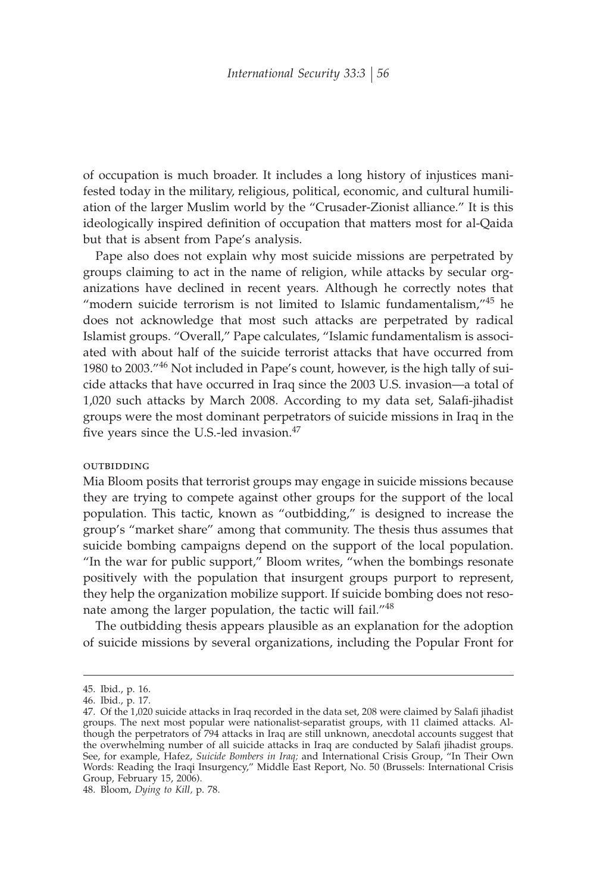of occupation is much broader. It includes a long history of injustices manifested today in the military, religious, political, economic, and cultural humiliation of the larger Muslim world by the "Crusader-Zionist alliance." It is this ideologically inspired definition of occupation that matters most for al-Qaida but that is absent from Pape's analysis.

Pape also does not explain why most suicide missions are perpetrated by groups claiming to act in the name of religion, while attacks by secular organizations have declined in recent years. Although he correctly notes that "modern suicide terrorism is not limited to Islamic fundamentalism,"[45] he does not acknowledge that most such attacks are perpetrated by radical Islamist groups. "Overall," Pape calculates, "Islamic fundamentalism is associated with about half of the suicide terrorist attacks that have occurred from 1980 to 2003."[46] Not included in Pape's count, however, is the high tally of suicide attacks that have occurred in Iraq since the 2003 U.S. invasion—a total of 1,020 such attacks by March 2008. According to my data set, Salafi-jihadist groups were the most dominant perpetrators of suicide missions in Iraq in the five years since the U.S.-led invasion.[47]

#### OUTBIDDING

Mia Bloom posits that terrorist groups may engage in suicide missions because they are trying to compete against other groups for the support of the local population. This tactic, known as "outbidding," is designed to increase the group's "market share" among that community. The thesis thus assumes that suicide bombing campaigns depend on the support of the local population. "In the war for public support," Bloom writes, "when the bombings resonate positively with the population that insurgent groups purport to represent, they help the organization mobilize support. If suicide bombing does not resonate among the larger population, the tactic will fail."[48]

The outbidding thesis appears plausible as an explanation for the adoption of suicide missions by several organizations, including the Popular Front for

45. Ibid., p. 16.

46. Ibid., p. 17.

47. Of the 1,020 suicide attacks in Iraq recorded in the data set, 208 were claimed by Salafi jihadist groups. The next most popular were nationalist-separatist groups, with 11 claimed attacks. Although the perpetrators of 794 attacks in Iraq are still unknown, anecdotal accounts suggest that the overwhelming number of all suicide attacks in Iraq are conducted by Salafi jihadist groups. See, for example, Hafez, *Suicide Bombers in Iraq;* and International Crisis Group, "In Their Own Words: Reading the Iraqi Insurgency," Middle East Report, No. 50 (Brussels: International Crisis Group, February 15, 2006).

48. Bloom, *Dying to Kill*, p. 78.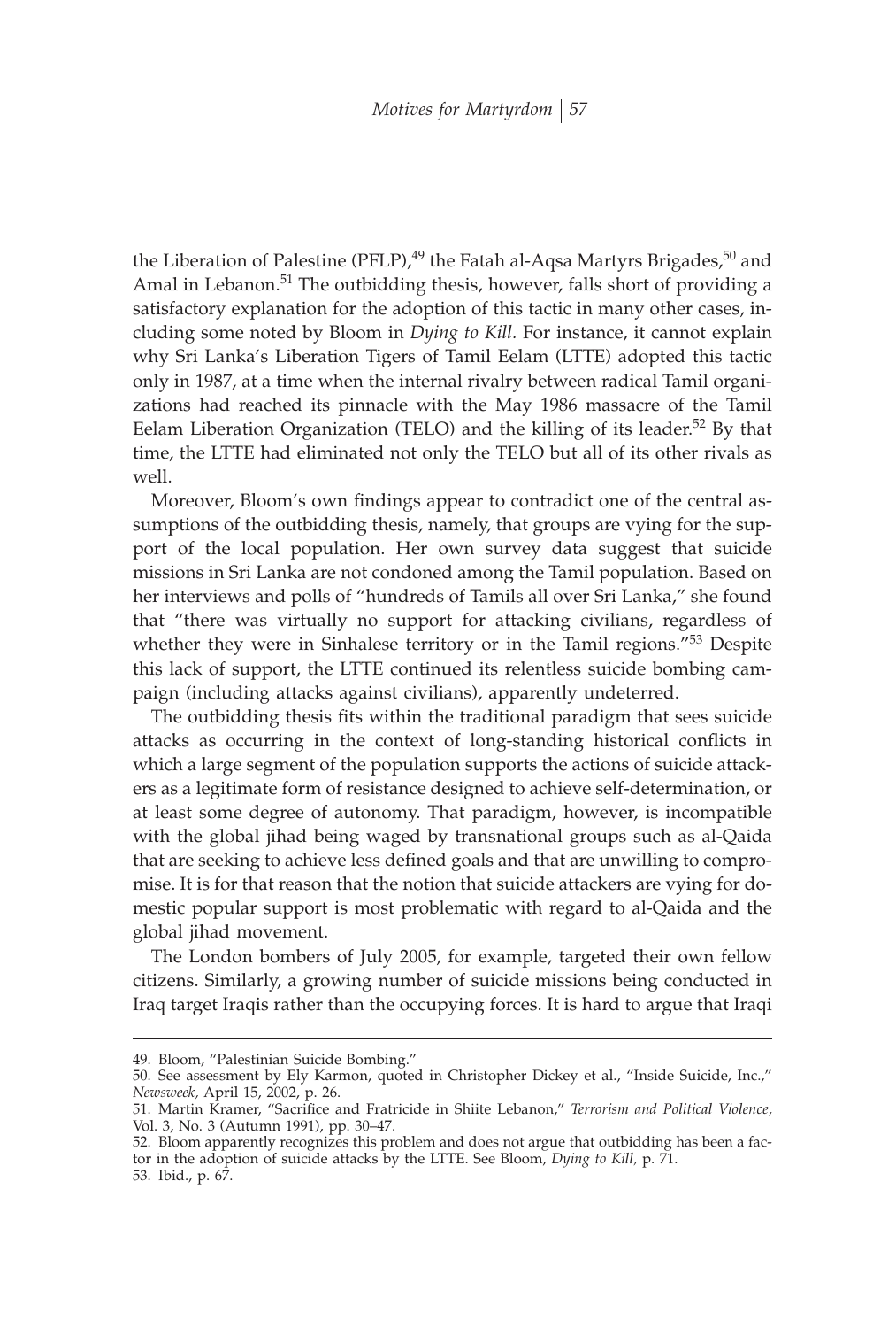the Liberation of Palestine (PFLP),[49] the Fatah al-Aqsa Martyrs Brigades,[50] and Amal in Lebanon.[51] The outbidding thesis, however, falls short of providing a satisfactory explanation for the adoption of this tactic in many other cases, including some noted by Bloom in *Dying to Kill*. For instance, it cannot explain why Sri Lanka's Liberation Tigers of Tamil Eelam (LTTE) adopted this tactic only in 1987, at a time when the internal rivalry between radical Tamil organizations had reached its pinnacle with the May 1986 massacre of the Tamil Eelam Liberation Organization (TELO) and the killing of its leader.[52] By that time, the LTTE had eliminated not only the TELO but all of its other rivals as well.

Moreover, Bloom's own findings appear to contradict one of the central assumptions of the outbidding thesis, namely, that groups are vying for the support of the local population. Her own survey data suggest that suicide missions in Sri Lanka are not condoned among the Tamil population. Based on her interviews and polls of "hundreds of Tamils all over Sri Lanka," she found that "there was virtually no support for attacking civilians, regardless of whether they were in Sinhalese territory or in the Tamil regions."[53] Despite this lack of support, the LTTE continued its relentless suicide bombing campaign (including attacks against civilians), apparently undeterred.

The outbidding thesis fits within the traditional paradigm that sees suicide attacks as occurring in the context of long-standing historical conflicts in which a large segment of the population supports the actions of suicide attackers as a legitimate form of resistance designed to achieve self-determination, or at least some degree of autonomy. That paradigm, however, is incompatible with the global jihad being waged by transnational groups such as al-Qaida that are seeking to achieve less defined goals and that are unwilling to compromise. It is for that reason that the notion that suicide attackers are vying for domestic popular support is most problematic with regard to al-Qaida and the global jihad movement.

The London bombers of July 2005, for example, targeted their own fellow citizens. Similarly, a growing number of suicide missions being conducted in Iraq target Iraqis rather than the occupying forces. It is hard to argue that Iraqi

---

49. Bloom, "Palestinian Suicide Bombing."

50. See assessment by Ely Karmon, quoted in Christopher Dickey et al., "Inside Suicide, Inc.," *Newsweek*, April 15, 2002, p. 26.

51. Martin Kramer, "Sacrifice and Fratricide in Shiite Lebanon," *Terrorism and Political Violence*, Vol. 3, No. 3 (Autumn 1991), pp. 30–47.

52. Bloom apparently recognizes this problem and does not argue that outbidding has been a factor in the adoption of suicide attacks by the LTTE. See Bloom, *Dying to Kill*, p. 71.

53. Ibid., p. 67.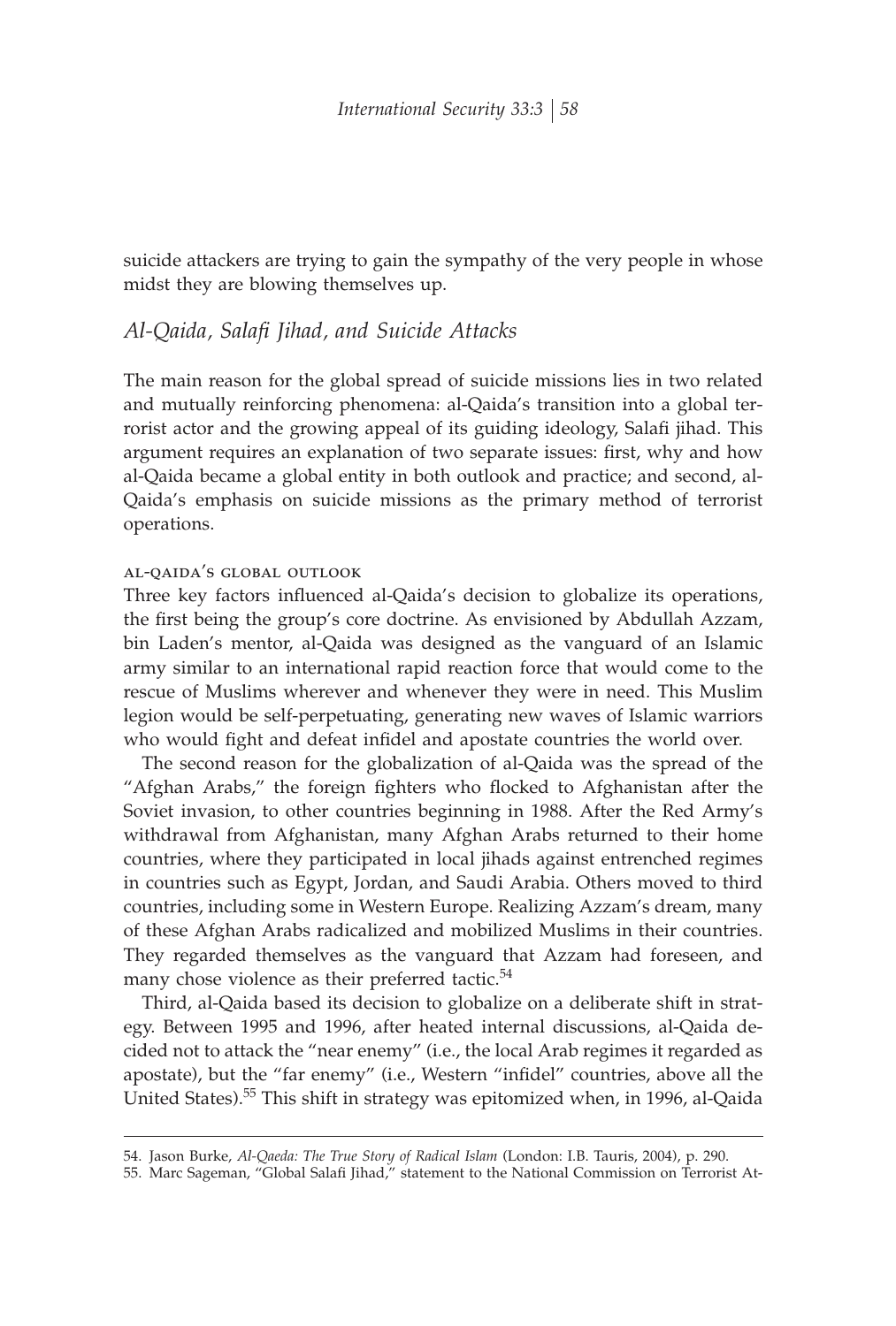suicide attackers are trying to gain the sympathy of the very people in whose midst they are blowing themselves up.

## *Al-Qaida, Salafi Jihad, and Suicide Attacks*

The main reason for the global spread of suicide missions lies in two related and mutually reinforcing phenomena: al-Qaida's transition into a global terrorist actor and the growing appeal of its guiding ideology, Salafi jihad. This argument requires an explanation of two separate issues: first, why and how al-Qaida became a global entity in both outlook and practice; and second, al-Qaida's emphasis on suicide missions as the primary method of terrorist operations.

### al-qaida's global outlook

Three key factors influenced al-Qaida's decision to globalize its operations, the first being the group's core doctrine. As envisioned by Abdullah Azzam, bin Laden's mentor, al-Qaida was designed as the vanguard of an Islamic army similar to an international rapid reaction force that would come to the rescue of Muslims wherever and whenever they were in need. This Muslim legion would be self-perpetuating, generating new waves of Islamic warriors who would fight and defeat infidel and apostate countries the world over.

The second reason for the globalization of al-Qaida was the spread of the "Afghan Arabs," the foreign fighters who flocked to Afghanistan after the Soviet invasion, to other countries beginning in 1988. After the Red Army's withdrawal from Afghanistan, many Afghan Arabs returned to their home countries, where they participated in local jihads against entrenched regimes in countries such as Egypt, Jordan, and Saudi Arabia. Others moved to third countries, including some in Western Europe. Realizing Azzam's dream, many of these Afghan Arabs radicalized and mobilized Muslims in their countries. They regarded themselves as the vanguard that Azzam had foreseen, and many chose violence as their preferred tactic.[54]

Third, al-Qaida based its decision to globalize on a deliberate shift in strategy. Between 1995 and 1996, after heated internal discussions, al-Qaida decided not to attack the "near enemy" (i.e., the local Arab regimes it regarded as apostate), but the "far enemy" (i.e., Western "infidel" countries, above all the United States).[55] This shift in strategy was epitomized when, in 1996, al-Qaida

---

54. Jason Burke, *Al-Qaeda: The True Story of Radical Islam* (London: I.B. Tauris, 2004), p. 290.

55. Marc Sageman, "Global Salafi Jihad," statement to the National Commission on Terrorist At-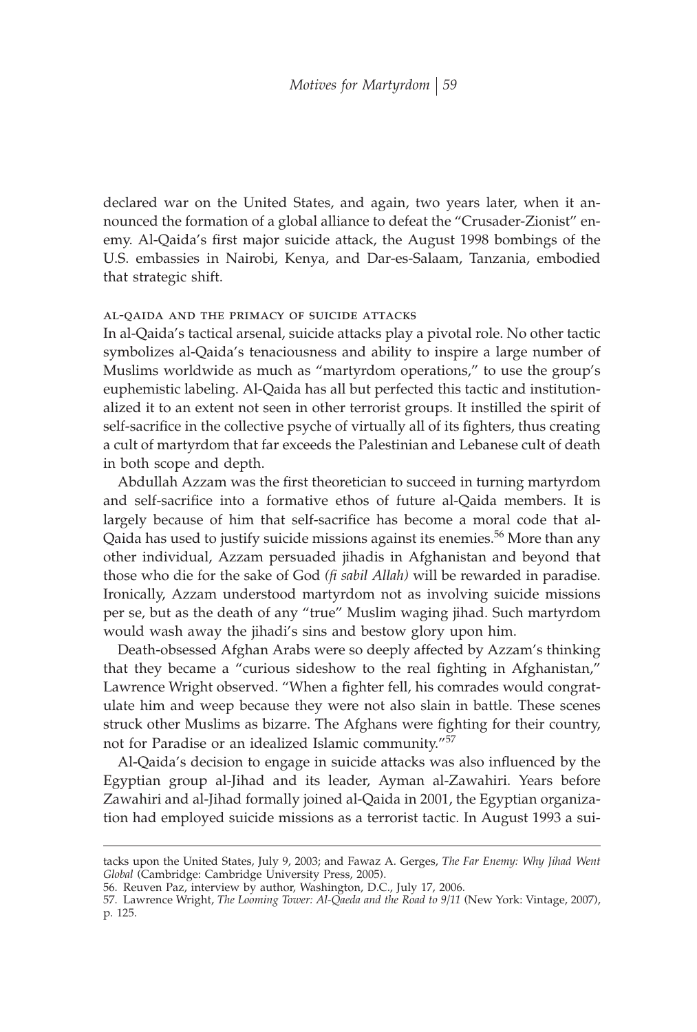declared war on the United States, and again, two years later, when it announced the formation of a global alliance to defeat the "Crusader-Zionist" enemy. Al-Qaida's first major suicide attack, the August 1998 bombings of the U.S. embassies in Nairobi, Kenya, and Dar-es-Salaam, Tanzania, embodied that strategic shift.

### al-qaida and the primacy of suicide attacks

In al-Qaida's tactical arsenal, suicide attacks play a pivotal role. No other tactic symbolizes al-Qaida's tenaciousness and ability to inspire a large number of Muslims worldwide as much as "martyrdom operations," to use the group's euphemistic labeling. Al-Qaida has all but perfected this tactic and institutionalized it to an extent not seen in other terrorist groups. It instilled the spirit of self-sacrifice in the collective psyche of virtually all of its fighters, thus creating a cult of martyrdom that far exceeds the Palestinian and Lebanese cult of death in both scope and depth.

Abdullah Azzam was the first theoretician to succeed in turning martyrdom and self-sacrifice into a formative ethos of future al-Qaida members. It is largely because of him that self-sacrifice has become a moral code that al-Qaida has used to justify suicide missions against its enemies.[56] More than any other individual, Azzam persuaded jihadis in Afghanistan and beyond that those who die for the sake of God *(fi sabil Allah)* will be rewarded in paradise. Ironically, Azzam understood martyrdom not as involving suicide missions per se, but as the death of any "true" Muslim waging jihad. Such martyrdom would wash away the jihadi's sins and bestow glory upon him.

Death-obsessed Afghan Arabs were so deeply affected by Azzam's thinking that they became a "curious sideshow to the real fighting in Afghanistan," Lawrence Wright observed. "When a fighter fell, his comrades would congratulate him and weep because they were not also slain in battle. These scenes struck other Muslims as bizarre. The Afghans were fighting for their country, not for Paradise or an idealized Islamic community."[57]

Al-Qaida's decision to engage in suicide attacks was also influenced by the Egyptian group al-Jihad and its leader, Ayman al-Zawahiri. Years before Zawahiri and al-Jihad formally joined al-Qaida in 2001, the Egyptian organization had employed suicide missions as a terrorist tactic. In August 1993 a sui-

---

tacks upon the United States, July 9, 2003; and Fawaz A. Gerges, *The Far Enemy: Why Jihad Went Global* (Cambridge: Cambridge University Press, 2005).

56. Reuven Paz, interview by author, Washington, D.C., July 17, 2006.

57. Lawrence Wright, *The Looming Tower: Al-Qaeda and the Road to 9/11* (New York: Vintage, 2007), p. 125.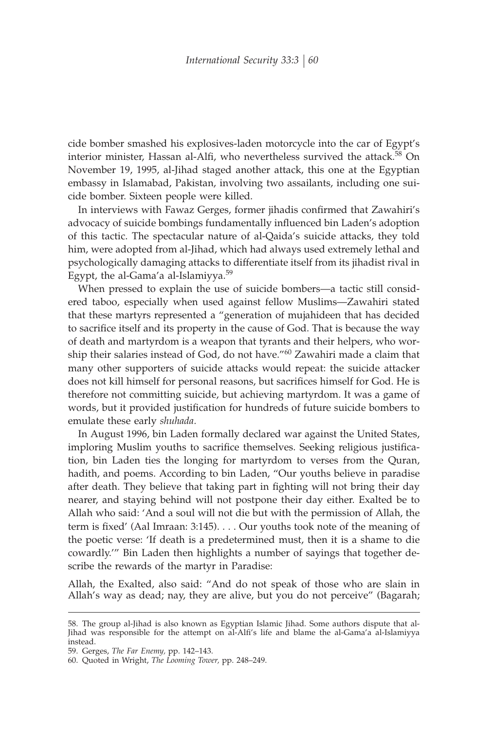cide bomber smashed his explosives-laden motorcycle into the car of Egypt's interior minister, Hassan al-Alfi, who nevertheless survived the attack.[58] On November 19, 1995, al-Jihad staged another attack, this one at the Egyptian embassy in Islamabad, Pakistan, involving two assailants, including one suicide bomber. Sixteen people were killed.

In interviews with Fawaz Gerges, former jihadis confirmed that Zawahiri's advocacy of suicide bombings fundamentally influenced bin Laden's adoption of this tactic. The spectacular nature of al-Qaida's suicide attacks, they told him, were adopted from al-Jihad, which had always used extremely lethal and psychologically damaging attacks to differentiate itself from its jihadist rival in Egypt, the al-Gama'a al-Islamiyya.[59]

When pressed to explain the use of suicide bombers—a tactic still considered taboo, especially when used against fellow Muslims—Zawahiri stated that these martyrs represented a "generation of mujahideen that has decided to sacrifice itself and its property in the cause of God. That is because the way of death and martyrdom is a weapon that tyrants and their helpers, who worship their salaries instead of God, do not have."[60] Zawahiri made a claim that many other supporters of suicide attacks would repeat: the suicide attacker does not kill himself for personal reasons, but sacrifices himself for God. He is therefore not committing suicide, but achieving martyrdom. It was a game of words, but it provided justification for hundreds of future suicide bombers to emulate these early *shuhada.*

In August 1996, bin Laden formally declared war against the United States, imploring Muslim youths to sacrifice themselves. Seeking religious justification, bin Laden ties the longing for martyrdom to verses from the Quran, hadith, and poems. According to bin Laden, "Our youths believe in paradise after death. They believe that taking part in fighting will not bring their day nearer, and staying behind will not postpone their day either. Exalted be to Allah who said: 'And a soul will not die but with the permission of Allah, the term is fixed' (Aal Imraan: 3:145). . . . Our youths took note of the meaning of the poetic verse: 'If death is a predetermined must, then it is a shame to die cowardly.'" Bin Laden then highlights a number of sayings that together describe the rewards of the martyr in Paradise:

Allah, the Exalted, also said: "And do not speak of those who are slain in Allah's way as dead; nay, they are alive, but you do not perceive" (Bagarah;

58. The group al-Jihad is also known as Egyptian Islamic Jihad. Some authors dispute that al-Jihad was responsible for the attempt on al-Alfi's life and blame the al-Gama'a al-Islamiyya instead.

59. Gerges, *The Far Enemy,* pp. 142–143.

60. Quoted in Wright, *The Looming Tower,* pp. 248–249.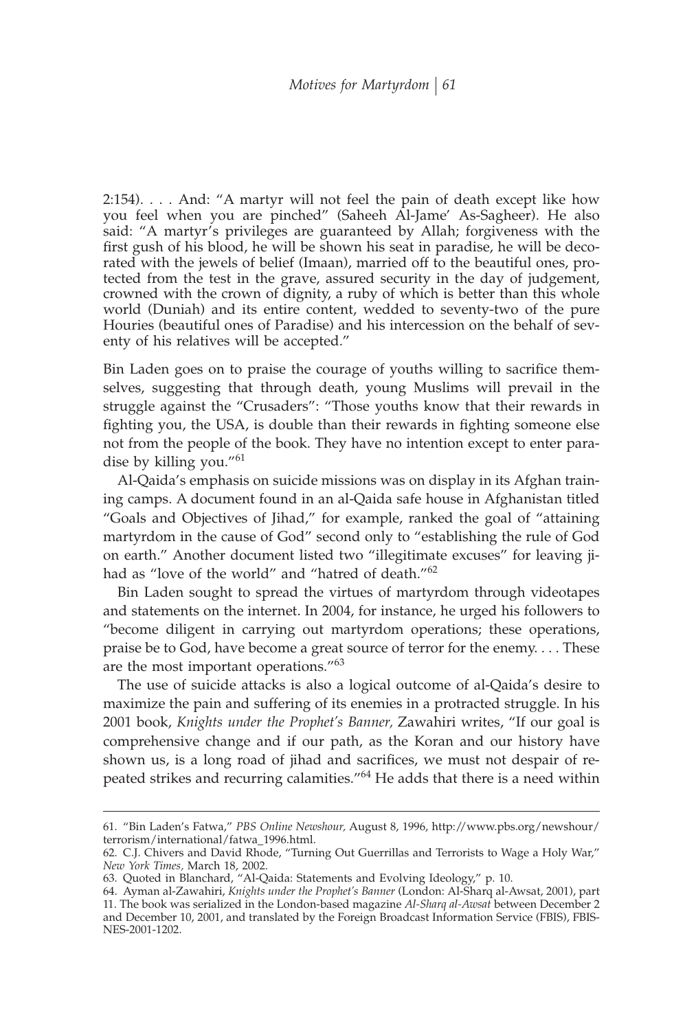2:154). . . . And: "A martyr will not feel the pain of death except like how you feel when you are pinched" (Saheeh Al-Jame' As-Sagheer). He also said: "A martyr's privileges are guaranteed by Allah; forgiveness with the first gush of his blood, he will be shown his seat in paradise, he will be decorated with the jewels of belief (Imaan), married off to the beautiful ones, protected from the test in the grave, assured security in the day of judgement, crowned with the crown of dignity, a ruby of which is better than this whole world (Duniah) and its entire content, wedded to seventy-two of the pure Houries (beautiful ones of Paradise) and his intercession on the behalf of seventy of his relatives will be accepted."

Bin Laden goes on to praise the courage of youths willing to sacrifice themselves, suggesting that through death, young Muslims will prevail in the struggle against the "Crusaders": "Those youths know that their rewards in fighting you, the USA, is double than their rewards in fighting someone else not from the people of the book. They have no intention except to enter paradise by killing you."[61]

Al-Qaida's emphasis on suicide missions was on display in its Afghan training camps. A document found in an al-Qaida safe house in Afghanistan titled "Goals and Objectives of Jihad," for example, ranked the goal of "attaining martyrdom in the cause of God" second only to "establishing the rule of God on earth." Another document listed two "illegitimate excuses" for leaving jihad as "love of the world" and "hatred of death."[62]

Bin Laden sought to spread the virtues of martyrdom through videotapes and statements on the internet. In 2004, for instance, he urged his followers to "become diligent in carrying out martyrdom operations; these operations, praise be to God, have become a great source of terror for the enemy. . . . These are the most important operations."[63]

The use of suicide attacks is also a logical outcome of al-Qaida's desire to maximize the pain and suffering of its enemies in a protracted struggle. In his 2001 book, *Knights under the Prophet's Banner,* Zawahiri writes, "If our goal is comprehensive change and if our path, as the Koran and our history have shown us, is a long road of jihad and sacrifices, we must not despair of repeated strikes and recurring calamities."[64] He adds that there is a need within

---

61. "Bin Laden's Fatwa," *PBS Online Newshour,* August 8, 1996, http://www.pbs.org/newshour/terrorism/international/fatwa_1996.html.

62. C.J. Chivers and David Rhode, "Turning Out Guerrillas and Terrorists to Wage a Holy War," *New York Times,* March 18, 2002.

63. Quoted in Blanchard, "Al-Qaida: Statements and Evolving Ideology," p. 10.

64. Ayman al-Zawahiri, *Knights under the Prophet's Banner* (London: Al-Sharq al-Awsat, 2001), part 11. The book was serialized in the London-based magazine *Al-Sharq al-Awsat* between December 2 and December 10, 2001, and translated by the Foreign Broadcast Information Service (FBIS), FBIS-NES-2001-1202.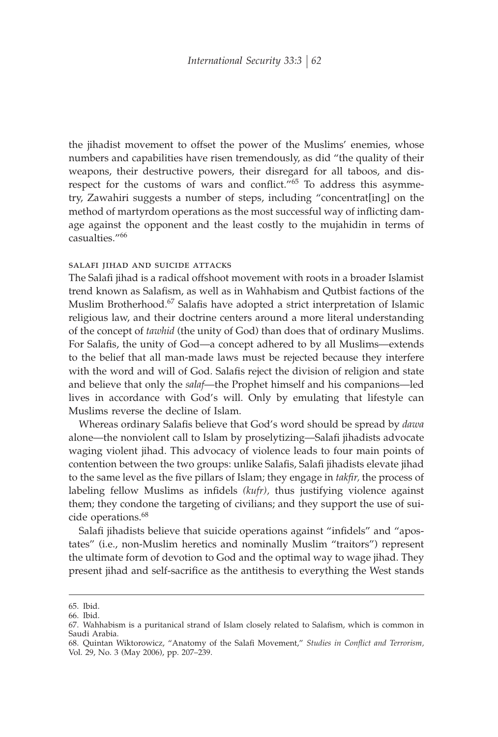the jihadist movement to offset the power of the Muslims' enemies, whose numbers and capabilities have risen tremendously, as did "the quality of their weapons, their destructive powers, their disregard for all taboos, and disrespect for the customs of wars and conflict."[65] To address this asymmetry, Zawahiri suggests a number of steps, including "concentrat[ing] on the method of martyrdom operations as the most successful way of inflicting damage against the opponent and the least costly to the mujahidin in terms of casualties."[66]

### Salafi Jihad and Suicide Attacks

The Salafi jihad is a radical offshoot movement with roots in a broader Islamist trend known as Salafism, as well as in Wahhabism and Qutbist factions of the Muslim Brotherhood.[67] Salafis have adopted a strict interpretation of Islamic religious law, and their doctrine centers around a more literal understanding of the concept of *tawhid* (the unity of God) than does that of ordinary Muslims. For Salafis, the unity of God—a concept adhered to by all Muslims—extends to the belief that all man-made laws must be rejected because they interfere with the word and will of God. Salafis reject the division of religion and state and believe that only the *salaf*—the Prophet himself and his companions—led lives in accordance with God's will. Only by emulating that lifestyle can Muslims reverse the decline of Islam.

Whereas ordinary Salafis believe that God's word should be spread by *dawa* alone—the nonviolent call to Islam by proselytizing—Salafi jihadists advocate waging violent jihad. This advocacy of violence leads to four main points of contention between the two groups: unlike Salafis, Salafi jihadists elevate jihad to the same level as the five pillars of Islam; they engage in *takfir,* the process of labeling fellow Muslims as infidels *(kufr),* thus justifying violence against them; they condone the targeting of civilians; and they support the use of suicide operations.[68]

Salafi jihadists believe that suicide operations against "infidels" and "apostates" (i.e., non-Muslim heretics and nominally Muslim "traitors") represent the ultimate form of devotion to God and the optimal way to wage jihad. They present jihad and self-sacrifice as the antithesis to everything the West stands

---

65. Ibid.

66. Ibid.

67. Wahhabism is a puritanical strand of Islam closely related to Salafism, which is common in Saudi Arabia.

68. Quintan Wiktorowicz, "Anatomy of the Salafi Movement," *Studies in Conflict and Terrorism,* Vol. 29, No. 3 (May 2006), pp. 207–239.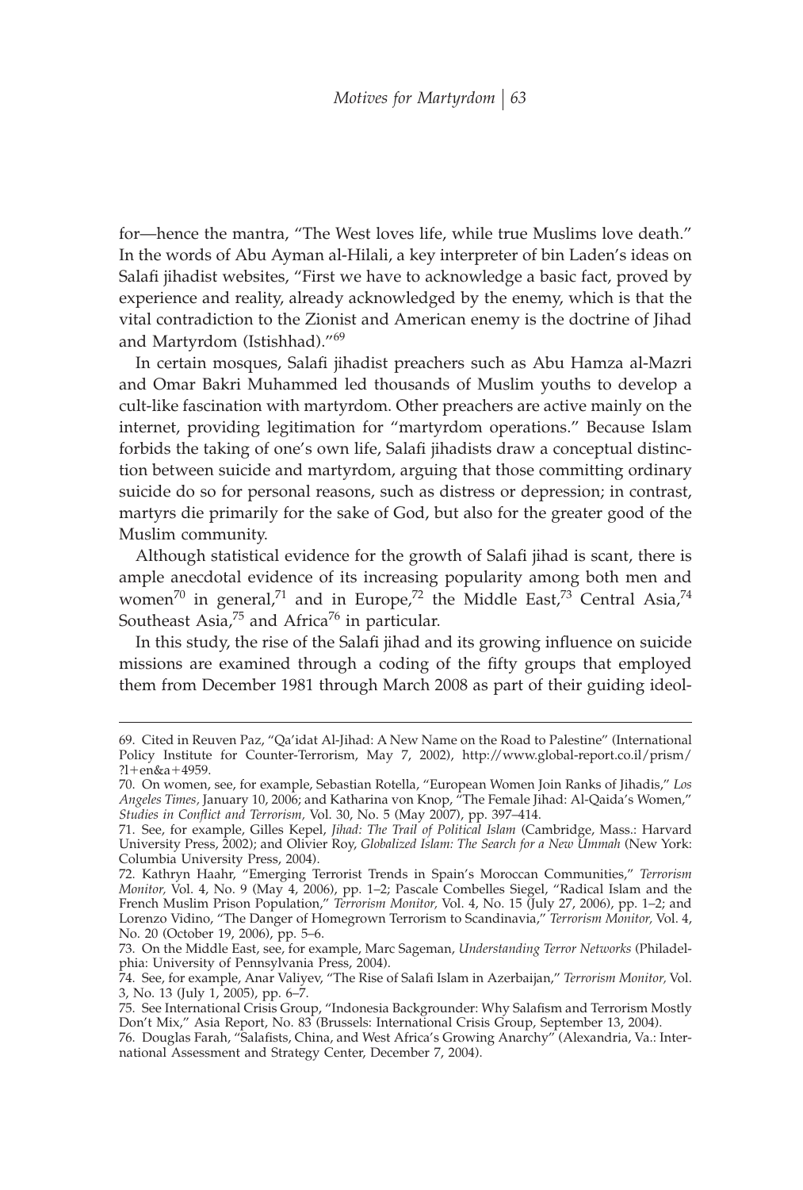for—hence the mantra, "The West loves life, while true Muslims love death." In the words of Abu Ayman al-Hilali, a key interpreter of bin Laden's ideas on Salafi jihadist websites, "First we have to acknowledge a basic fact, proved by experience and reality, already acknowledged by the enemy, which is that the vital contradiction to the Zionist and American enemy is the doctrine of Jihad and Martyrdom (Istishhad)."[69]

In certain mosques, Salafi jihadist preachers such as Abu Hamza al-Mazri and Omar Bakri Muhammed led thousands of Muslim youths to develop a cult-like fascination with martyrdom. Other preachers are active mainly on the internet, providing legitimation for "martyrdom operations." Because Islam forbids the taking of one's own life, Salafi jihadists draw a conceptual distinction between suicide and martyrdom, arguing that those committing ordinary suicide do so for personal reasons, such as distress or depression; in contrast, martyrs die primarily for the sake of God, but also for the greater good of the Muslim community.

Although statistical evidence for the growth of Salafi jihad is scant, there is ample anecdotal evidence of its increasing popularity among both men and women[70] in general,[71] and in Europe,[72] the Middle East,[73] Central Asia,[74] Southeast Asia,[75] and Africa[76] in particular.

In this study, the rise of the Salafi jihad and its growing influence on suicide missions are examined through a coding of the fifty groups that employed them from December 1981 through March 2008 as part of their guiding ideol-

---

69. Cited in Reuven Paz, "Qa'idat Al-Jihad: A New Name on the Road to Palestine" (International Policy Institute for Counter-Terrorism, May 7, 2002), http://www.global-report.co.il/prism/?l+en&a+4959.

70. On women, see, for example, Sebastian Rotella, "European Women Join Ranks of Jihadis," *Los Angeles Times,* January 10, 2006; and Katharina von Knop, "The Female Jihad: Al-Qaida's Women," *Studies in Conflict and Terrorism,* Vol. 30, No. 5 (May 2007), pp. 397–414.

71. See, for example, Gilles Kepel, *Jihad: The Trail of Political Islam* (Cambridge, Mass.: Harvard University Press, 2002); and Olivier Roy, *Globalized Islam: The Search for a New Ummah* (New York: Columbia University Press, 2004).

72. Kathryn Haahr, "Emerging Terrorist Trends in Spain's Moroccan Communities," *Terrorism Monitor,* Vol. 4, No. 9 (May 4, 2006), pp. 1–2; Pascale Combelles Siegel, "Radical Islam and the French Muslim Prison Population," *Terrorism Monitor,* Vol. 4, No. 15 (July 27, 2006), pp. 1–2; and Lorenzo Vidino, "The Danger of Homegrown Terrorism to Scandinavia," *Terrorism Monitor,* Vol. 4, No. 20 (October 19, 2006), pp. 5–6.

73. On the Middle East, see, for example, Marc Sageman, *Understanding Terror Networks* (Philadelphia: University of Pennsylvania Press, 2004).

74. See, for example, Anar Valiyev, "The Rise of Salafi Islam in Azerbaijan," *Terrorism Monitor,* Vol. 3, No. 13 (July 1, 2005), pp. 6–7.

75. See International Crisis Group, "Indonesia Backgrounder: Why Salafism and Terrorism Mostly Don't Mix," Asia Report, No. 83 (Brussels: International Crisis Group, September 13, 2004).

76. Douglas Farah, "Salafists, China, and West Africa's Growing Anarchy" (Alexandria, Va.: International Assessment and Strategy Center, December 7, 2004).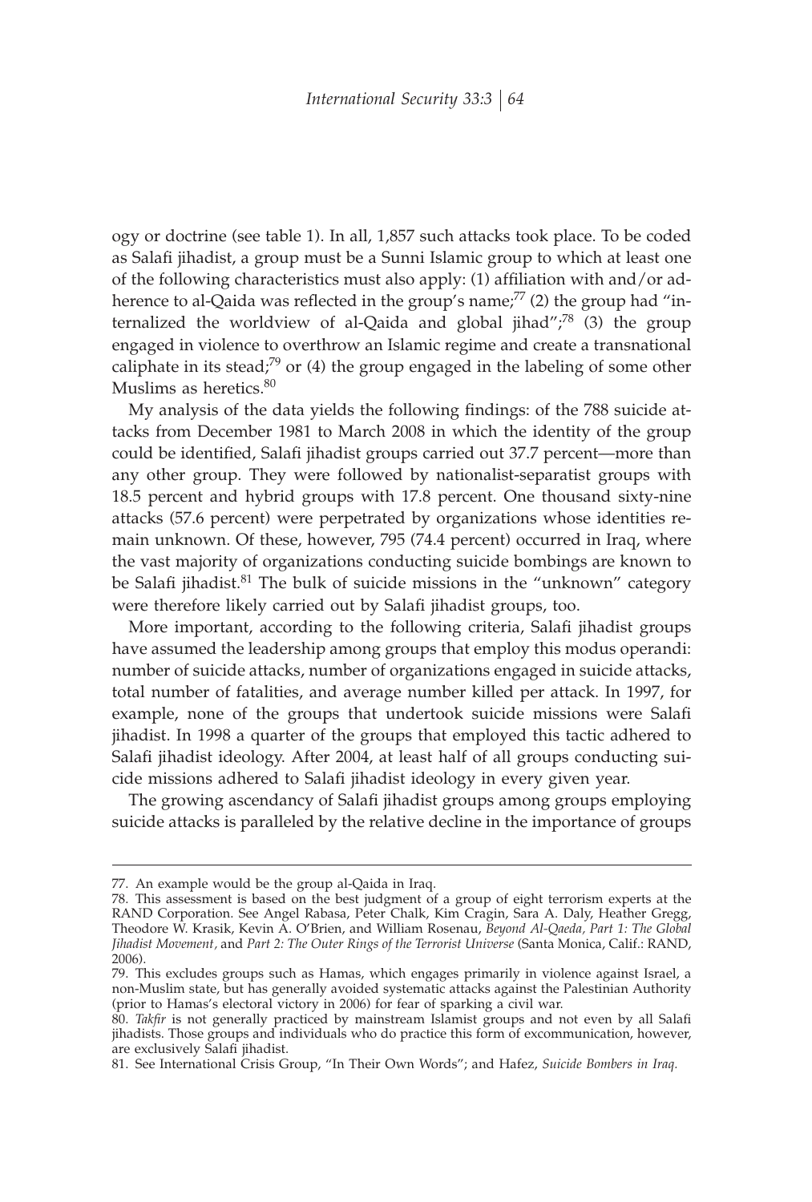ogy or doctrine (see table 1). In all, 1,857 such attacks took place. To be coded as Salafi jihadist, a group must be a Sunni Islamic group to which at least one of the following characteristics must also apply: (1) affiliation with and/or adherence to al-Qaida was reflected in the group's name;[77] (2) the group had "internalized the worldview of al-Qaida and global jihad";[78] (3) the group engaged in violence to overthrow an Islamic regime and create a transnational caliphate in its stead;[79] or (4) the group engaged in the labeling of some other Muslims as heretics.[80]

My analysis of the data yields the following findings: of the 788 suicide attacks from December 1981 to March 2008 in which the identity of the group could be identified, Salafi jihadist groups carried out 37.7 percent—more than any other group. They were followed by nationalist-separatist groups with 18.5 percent and hybrid groups with 17.8 percent. One thousand sixty-nine attacks (57.6 percent) were perpetrated by organizations whose identities remain unknown. Of these, however, 795 (74.4 percent) occurred in Iraq, where the vast majority of organizations conducting suicide bombings are known to be Salafi jihadist.[81] The bulk of suicide missions in the "unknown" category were therefore likely carried out by Salafi jihadist groups, too.

More important, according to the following criteria, Salafi jihadist groups have assumed the leadership among groups that employ this modus operandi: number of suicide attacks, number of organizations engaged in suicide attacks, total number of fatalities, and average number killed per attack. In 1997, for example, none of the groups that undertook suicide missions were Salafi jihadist. In 1998 a quarter of the groups that employed this tactic adhered to Salafi jihadist ideology. After 2004, at least half of all groups conducting suicide missions adhered to Salafi jihadist ideology in every given year.

The growing ascendancy of Salafi jihadist groups among groups employing suicide attacks is paralleled by the relative decline in the importance of groups

---

77. An example would be the group al-Qaida in Iraq.

78. This assessment is based on the best judgment of a group of eight terrorism experts at the RAND Corporation. See Angel Rabasa, Peter Chalk, Kim Cragin, Sara A. Daly, Heather Gregg, Theodore W. Krasik, Kevin A. O'Brien, and William Rosenau, *Beyond Al-Qaeda, Part 1: The Global Jihadist Movement*, and *Part 2: The Outer Rings of the Terrorist Universe* (Santa Monica, Calif.: RAND, 2006).

79. This excludes groups such as Hamas, which engages primarily in violence against Israel, a non-Muslim state, but has generally avoided systematic attacks against the Palestinian Authority (prior to Hamas's electoral victory in 2006) for fear of sparking a civil war.

80. *Takfir* is not generally practiced by mainstream Islamist groups and not even by all Salafi jihadists. Those groups and individuals who do practice this form of excommunication, however, are exclusively Salafi jihadist.

81. See International Crisis Group, "In Their Own Words"; and Hafez, *Suicide Bombers in Iraq.*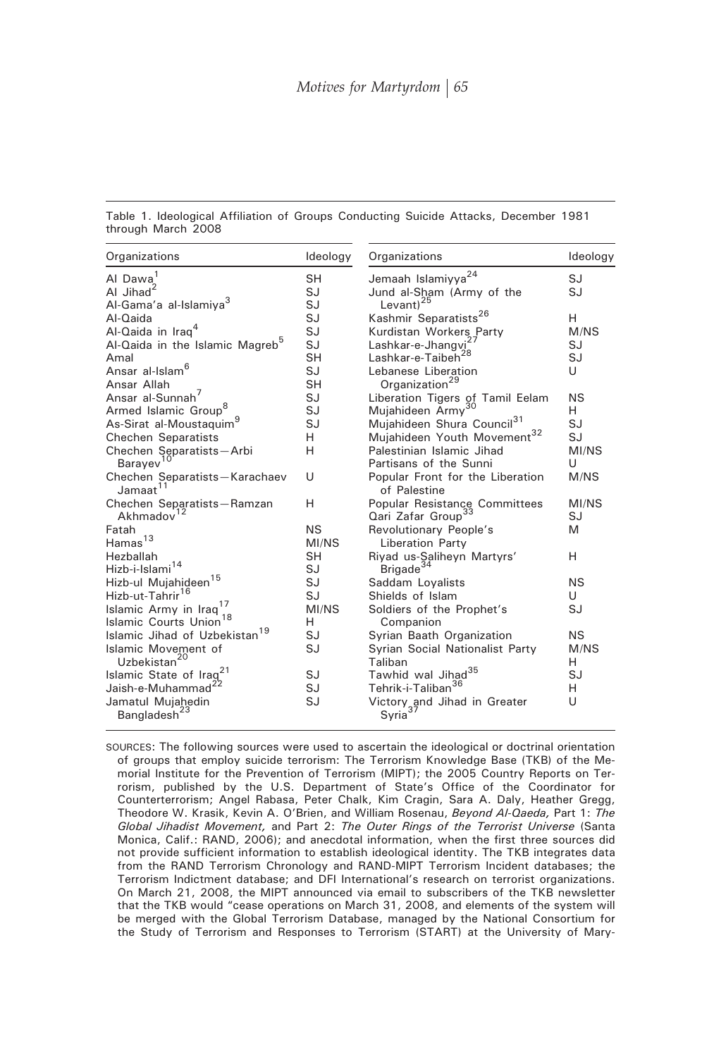Table 1. Ideological Affiliation of Groups Conducting Suicide Attacks, December 1981 through March 2008

| Organizations | Ideology | Organizations | Ideology |
|---|---|---|---|
| Al Dawa[1] | SH | Jemaah Islamiyya[24] | SJ |
| Al Jihad[2] | SJ | Jund al-Sham (Army of the Levant)[25] | SJ |
| Al-Gama'a al-Islamiya[3] | SJ | Kashmir Separatists[26] | H |
| Al-Qaida | SJ | Kurdistan Workers Party | M/NS |
| Al-Qaida in Iraq[4] | SJ | Lashkar-e-Jhangvi[27] | SJ |
| Al-Qaida in the Islamic Magreb[5] | SJ | Lashkar-e-Taibeh[28] | SJ |
| Amal | SH | Lebanese Liberation Organization[29] | U |
| Ansar al-Islam[6] | SJ | Liberation Tigers of Tamil Eelam | NS |
| Ansar Allah | SH | Mujahideen Army[30] | H |
| Ansar al-Sunnah[7] | SJ | Mujahideen Shura Council[31] | SJ |
| Armed Islamic Group[8] | SJ | Mujahideen Youth Movement[32] | SJ |
| As-Sirat al-Moustaquim[9] | SJ | Palestinian Islamic Jihad | MI/NS |
| Chechen Separatists | H | Partisans of the Sunni | U |
| Chechen Separatists—Arbi Barayev[10] | H | Popular Front for the Liberation of Palestine | M/NS |
| Chechen Separatists—Karachaev Jamaat[11] | U | Popular Resistance Committees | MI/NS |
| Chechen Separatists—Ramzan Akhmadov[12] | H | Qari Zafar Group[33] | SJ |
| Fatah | NS | Revolutionary People's Liberation Party | M |
| Hamas[13] | MI/NS | Riyad us-Saliheyn Martyrs' Brigade[34] | H |
| Hezballah | SH | Saddam Loyalists | NS |
| Hizb-i-Islami[14] | SJ | Shields of Islam | U |
| Hizb-ul Mujahideen[15] | SJ | Soldiers of the Prophet's Companion | SJ |
| Hizb-ut-Tahrir[16] | SJ | Syrian Baath Organization | NS |
| Islamic Army in Iraq[17] | MI/NS | Syrian Social Nationalist Party | M/NS |
| Islamic Courts Union[18] | H | Taliban | H |
| Islamic Jihad of Uzbekistan[19] | SJ | Tawhid wal Jihad[35] | SJ |
| Islamic Movement of Uzbekistan[20] | SJ | Tehrik-i-Taliban[36] | H |
| Islamic State of Iraq[21] | SJ | Victory and Jihad in Greater Syria[37] | U |
| Jaish-e-Muhammad[22] | SJ | | |
| Jamatul Mujahedin Bangladesh[23] | SJ | | |

SOURCES: The following sources were used to ascertain the ideological or doctrinal orientation of groups that employ suicide terrorism: The Terrorism Knowledge Base (TKB) of the Memorial Institute for the Prevention of Terrorism (MIPT); the 2005 Country Reports on Terrorism, published by the U.S. Department of State's Office of the Coordinator for Counterterrorism; Angel Rabasa, Peter Chalk, Kim Cragin, Sara A. Daly, Heather Gregg, Theodore W. Karasik, Kevin A. O'Brien, and William Rosenau, *Beyond Al-Qaeda,* Part 1: *The Global Jihadist Movement,* and Part 2: *The Outer Rings of the Terrorist Universe* (Santa Monica, Calif.: RAND, 2006); and anecdotal information, when the first three sources did not provide sufficient information to establish ideological identity. The TKB integrates data from the RAND Terrorism Chronology and RAND-MIPT Terrorism Incident databases; the Terrorism Indictment database; and DFI International's research on terrorist organizations. On March 21, 2008, the MIPT announced via email to subscribers of the TKB newsletter that the TKB would "cease operations on March 31, 2008, and elements of the system will be merged with the Global Terrorism Database, managed by the National Consortium for the Study of Terrorism and Responses to Terrorism (START) at the University of Mary-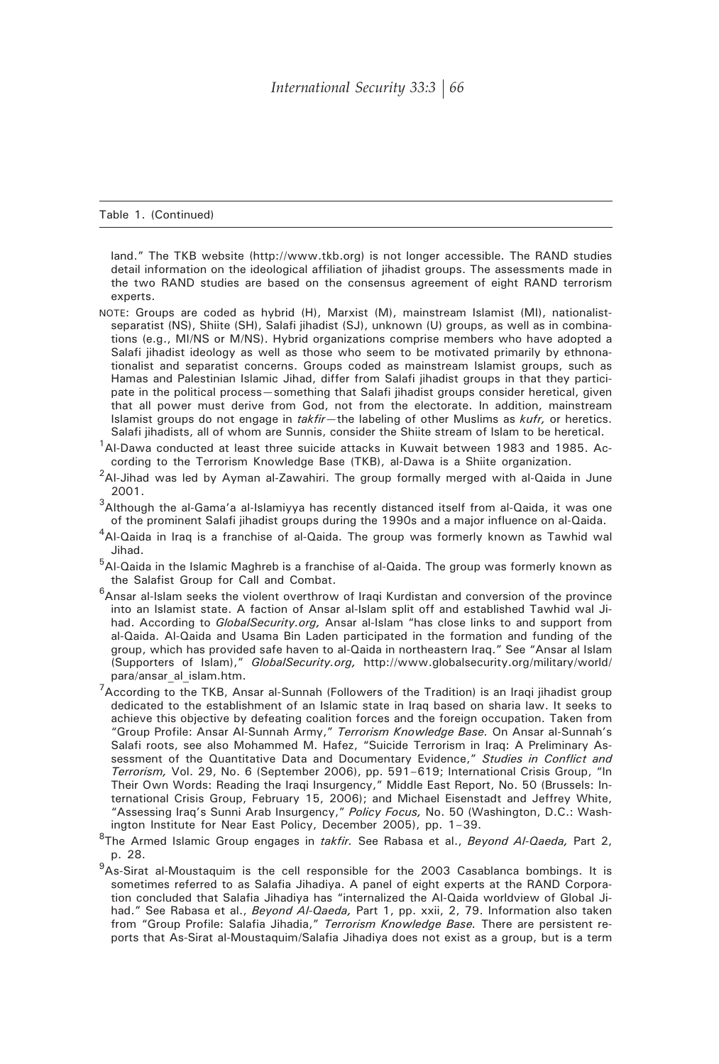Table 1. (Continued)

land." The TKB website (http://www.tkb.org) is not longer accessible. The RAND studies detail information on the ideological affiliation of jihadist groups. The assessments made in the two RAND studies are based on the consensus agreement of eight RAND terrorism experts.

NOTE: Groups are coded as hybrid (H), Marxist (M), mainstream Islamist (MI), nationalist-separatist (NS), Shiite (SH), Salafi jihadist (SJ), unknown (U) groups, as well as in combinations (e.g., MI/NS or M/NS). Hybrid organizations comprise members who have adopted a Salafi jihadist ideology as well as those who seem to be motivated primarily by ethnonationalist and separatist concerns. Groups coded as mainstream Islamist groups, such as Hamas and Palestinian Islamic Jihad, differ from Salafi jihadist groups in that they participate in the political process—something that Salafi jihadist groups consider heretical, given that all power must derive from God, not from the electorate. In addition, mainstream Islamist groups do not engage in *takfir*—the labeling of other Muslims as *kufr,* or heretics. Salafi jihadists, all of whom are Sunnis, consider the Shiite stream of Islam to be heretical.

[1]Al-Dawa conducted at least three suicide attacks in Kuwait between 1983 and 1985. According to the Terrorism Knowledge Base (TKB), al-Dawa is a Shiite organization.

[2]Al-Jihad was led by Ayman al-Zawahiri. The group formally merged with al-Qaida in June 2001.

[3]Although the al-Gama'a al-Islamiyya has recently distanced itself from al-Qaida, it was one of the prominent Salafi jihadist groups during the 1990s and a major influence on al-Qaida.

[4]Al-Qaida in Iraq is a franchise of al-Qaida. The group was formerly known as Tawhid wal Jihad.

[5]Al-Qaida in the Islamic Maghreb is a franchise of al-Qaida. The group was formerly known as the Salafist Group for Call and Combat.

[6]Ansar al-Islam seeks the violent overthrow of Iraqi Kurdistan and conversion of the province into an Islamist state. A faction of Ansar al-Islam split off and established Tawhid wal Jihad. According to *GlobalSecurity.org,* Ansar al-Islam "has close links to and support from al-Qaida. Al-Qaida and Usama Bin Laden participated in the formation and funding of the group, which has provided safe haven to al-Qaida in northeastern Iraq." See "Ansar al Islam (Supporters of Islam)," *GlobalSecurity.org,* http://www.globalsecurity.org/military/world/para/ansar_al_islam.htm.

[7]According to the TKB, Ansar al-Sunnah (Followers of the Tradition) is an Iraqi jihadist group dedicated to the establishment of an Islamic state in Iraq based on sharia law. It seeks to achieve this objective by defeating coalition forces and the foreign occupation. Taken from "Group Profile: Ansar Al-Sunnah Army," *Terrorism Knowledge Base.* On Ansar al-Sunnah's Salafi roots, see also Mohammed M. Hafez, "Suicide Terrorism in Iraq: A Preliminary Assessment of the Quantitative Data and Documentary Evidence," *Studies in Conflict and Terrorism,* Vol. 29, No. 6 (September 2006), pp. 591–619; International Crisis Group, "In Their Own Words: Reading the Iraqi Insurgency," Middle East Report, No. 50 (Brussels: International Crisis Group, February 15, 2006); and Michael Eisenstadt and Jeffrey White, "Assessing Iraq's Sunni Arab Insurgency," *Policy Focus,* No. 50 (Washington, D.C.: Washington Institute for Near East Policy, December 2005), pp. 1–39.

[8]The Armed Islamic Group engages in *takfir.* See Rabasa et al., *Beyond Al-Qaeda,* Part 2, p. 28.

[9]As-Sirat al-Moustaquim is the cell responsible for the 2003 Casablanca bombings. It is sometimes referred to as Salafia Jihadiya. A panel of eight experts at the RAND Corporation concluded that Salafia Jihadiya has "internalized the Al-Qaida worldview of Global Jihad." See Rabasa et al., *Beyond Al-Qaeda,* Part 1, pp. xxii, 2, 79. Information also taken from "Group Profile: Salafia Jihadia," *Terrorism Knowledge Base.* There are persistent reports that As-Sirat al-Moustaquim/Salafia Jihadiya does not exist as a group, but is a term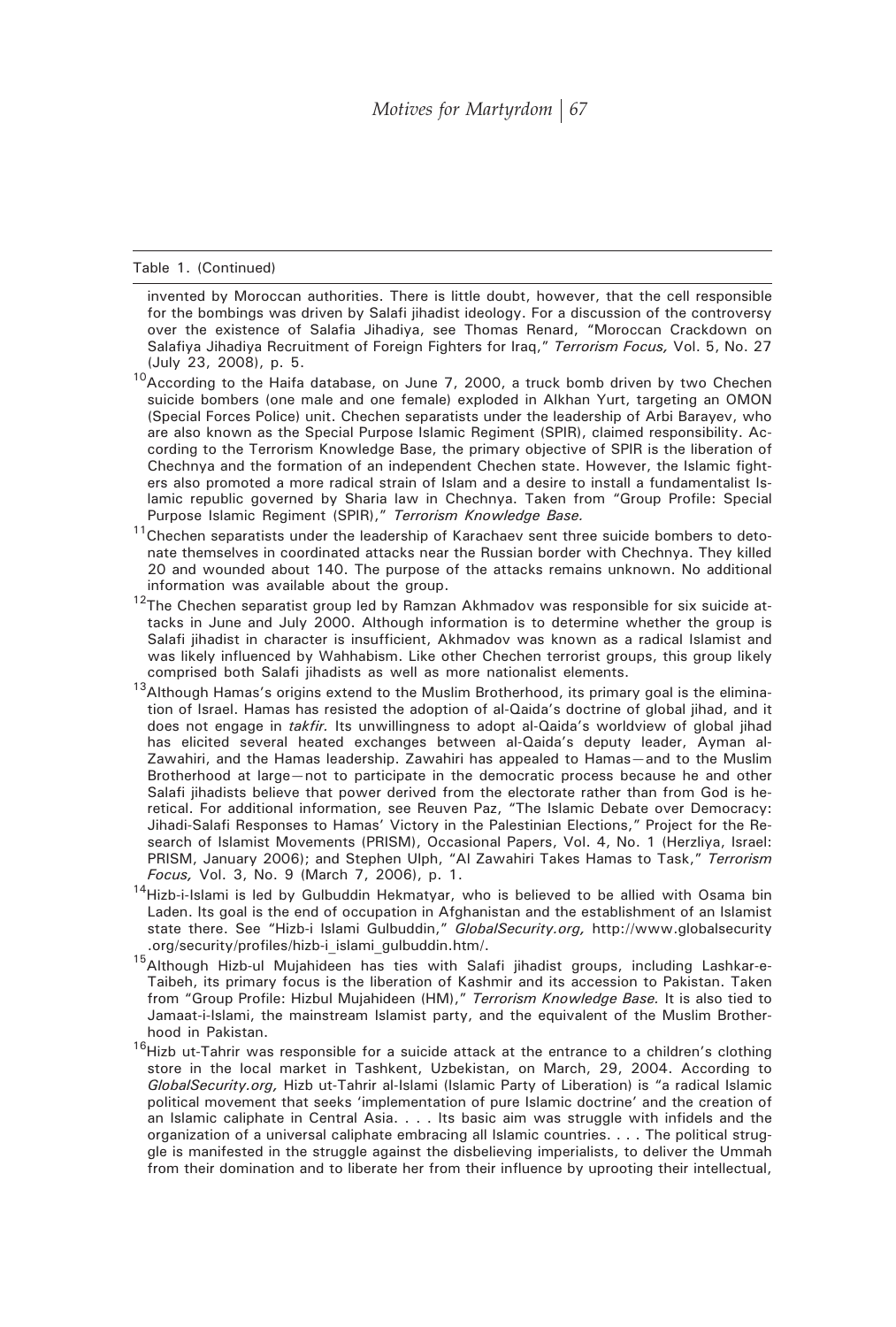Table 1. (Continued)

invented by Moroccan authorities. There is little doubt, however, that the cell responsible for the bombings was driven by Salafi jihadist ideology. For a discussion of the controversy over the existence of Salafia Jihadiya, see Thomas Renard, "Moroccan Crackdown on Salafiya Jihadiya Recruitment of Foreign Fighters for Iraq," *Terrorism Focus,* Vol. 5, No. 27 (July 23, 2008), p. 5.

[10]According to the Haifa database, on June 7, 2000, a truck bomb driven by two Chechen suicide bombers (one male and one female) exploded in Alkhan Yurt, targeting an OMON (Special Forces Police) unit. Chechen separatists under the leadership of Arbi Barayev, who are also known as the Special Purpose Islamic Regiment (SPIR), claimed responsibility. According to the Terrorism Knowledge Base, the primary objective of SPIR is the liberation of Chechnya and the formation of an independent Chechen state. However, the Islamic fighters also promoted a more radical strain of Islam and a desire to install a fundamentalist Islamic republic governed by Sharia law in Chechnya. Taken from "Group Profile: Special Purpose Islamic Regiment (SPIR)," *Terrorism Knowledge Base.*

[11]Chechen separatists under the leadership of Karachaev sent three suicide bombers to detonate themselves in coordinated attacks near the Russian border with Chechnya. They killed 20 and wounded about 140. The purpose of the attacks remains unknown. No additional information was available about the group.

[12]The Chechen separatist group led by Ramzan Akhmadov was responsible for six suicide attacks in June and July 2000. Although information is to determine whether the group is Salafi jihadist in character is insufficient, Akhmadov was known as a radical Islamist and was likely influenced by Wahhabism. Like other Chechen terrorist groups, this group likely comprised both Salafi jihadists as well as more nationalist elements.

[13]Although Hamas's origins extend to the Muslim Brotherhood, its primary goal is the elimination of Israel. Hamas has resisted the adoption of al-Qaida's doctrine of global jihad, and it does not engage in *takfir.* Its unwillingness to adopt al-Qaida's worldview of global jihad has elicited several heated exchanges between al-Qaida's deputy leader, Ayman al-Zawahiri, and the Hamas leadership. Zawahiri has appealed to Hamas—and to the Muslim Brotherhood at large—not to participate in the democratic process because he and other Salafi jihadists believe that power derived from the electorate rather than from God is heretical. For additional information, see Reuven Paz, "The Islamic Debate over Democracy: Jihadi-Salafi Responses to Hamas' Victory in the Palestinian Elections," Project for the Research of Islamist Movements (PRISM), Occasional Papers, Vol. 4, No. 1 (Herzliya, Israel: PRISM, January 2006); and Stephen Ulph, "Al Zawahiri Takes Hamas to Task," *Terrorism Focus,* Vol. 3, No. 9 (March 7, 2006), p. 1.

[14]Hizb-i-Islami is led by Gulbuddin Hekmatyar, who is believed to be allied with Osama bin Laden. Its goal is the end of occupation in Afghanistan and the establishment of an Islamist state there. See "Hizb-i Islami Gulbuddin," *GlobalSecurity.org,* http://www.globalsecurity.org/security/profiles/hizb-i_islami_gulbuddin.htm/.

[15]Although Hizb-ul Mujahideen has ties with Salafi jihadist groups, including Lashkar-e-Taibeh, its primary focus is the liberation of Kashmir and its accession to Pakistan. Taken from "Group Profile: Hizbul Mujahideen (HM)," *Terrorism Knowledge Base.* It is also tied to Jamaat-i-Islami, the mainstream Islamist party, and the equivalent of the Muslim Brotherhood in Pakistan.

[16]Hizb ut-Tahrir was responsible for a suicide attack at the entrance to a children's clothing store in the local market in Tashkent, Uzbekistan, on March, 29, 2004. According to *GlobalSecurity.org,* Hizb ut-Tahrir al-Islami (Islamic Party of Liberation) is "a radical Islamic political movement that seeks 'implementation of pure Islamic doctrine' and the creation of an Islamic caliphate in Central Asia. . . . Its basic aim was struggle with infidels and the organization of a universal caliphate embracing all Islamic countries. . . . The political struggle is manifested in the struggle against the disbelieving imperialists, to deliver the Ummah from their domination and to liberate her from their influence by uprooting their intellectual,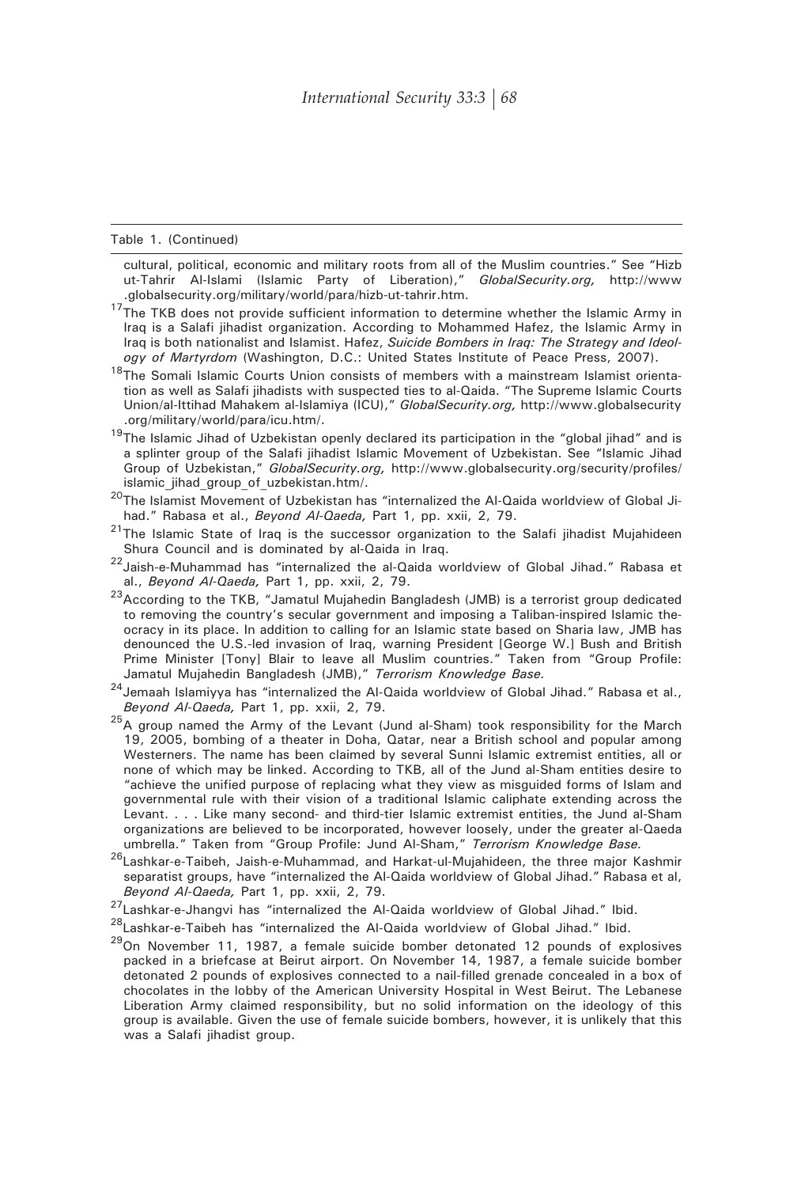Table 1. (Continued)

cultural, political, economic and military roots from all of the Muslim countries." See "Hizb ut-Tahrir Al-Islami (Islamic Party of Liberation)," *GlobalSecurity.org,* http://www.globalsecurity.org/military/world/para/hizb-ut-tahrir.htm.

[17]The TKB does not provide sufficient information to determine whether the Islamic Army in Iraq is a Salafi jihadist organization. According to Mohammed Hafez, the Islamic Army in Iraq is both nationalist and Islamist. Hafez, *Suicide Bombers in Iraq: The Strategy and Ideology of Martyrdom* (Washington, D.C.: United States Institute of Peace Press, 2007).

[18]The Somali Islamic Courts Union consists of members with a mainstream Islamist orientation as well as Salafi jihadists with suspected ties to al-Qaida. "The Supreme Islamic Courts Union/al-Ittihad Mahakem al-Islamiya (ICU)," *GlobalSecurity.org,* http://www.globalsecurity.org/military/world/para/icu.htm/.

[19]The Islamic Jihad of Uzbekistan openly declared its participation in the "global jihad" and is a splinter group of the Salafi jihadist Islamic Movement of Uzbekistan. See "Islamic Jihad Group of Uzbekistan," *GlobalSecurity.org,* http://www.globalsecurity.org/security/profiles/islamic_jihad_group_of_uzbekistan.htm/.

[20]The Islamist Movement of Uzbekistan has "internalized the Al-Qaida worldview of Global Jihad." Rabasa et al., *Beyond Al-Qaeda,* Part 1, pp. xxii, 2, 79.

[21]The Islamic State of Iraq is the successor organization to the Salafi jihadist Mujahideen Shura Council and is dominated by al-Qaida in Iraq.

[22]Jaish-e-Muhammad has "internalized the al-Qaida worldview of Global Jihad." Rabasa et al., *Beyond Al-Qaeda,* Part 1, pp. xxii, 2, 79.

[23]According to the TKB, "Jamatul Mujahedin Bangladesh (JMB) is a terrorist group dedicated to removing the country's secular government and imposing a Taliban-inspired Islamic theocracy in its place. In addition to calling for an Islamic state based on Sharia law, JMB has denounced the U.S.-led invasion of Iraq, warning President [George W.] Bush and British Prime Minister [Tony] Blair to leave all Muslim countries." Taken from "Group Profile: Jamatul Mujahedin Bangladesh (JMB)," *Terrorism Knowledge Base.*

[24]Jemaah Islamiyya has "internalized the Al-Qaida worldview of Global Jihad." Rabasa et al., *Beyond Al-Qaeda,* Part 1, pp. xxii, 2, 79.

[25]A group named the Army of the Levant (Jund al-Sham) took responsibility for the March 19, 2005, bombing of a theater in Doha, Qatar, near a British school and popular among Westerners. The name has been claimed by several Sunni Islamic extremist entities, all or none of which may be linked. According to TKB, all of the Jund al-Sham entities desire to "achieve the unified purpose of replacing what they view as misguided forms of Islam and governmental rule with their vision of a traditional Islamic caliphate extending across the Levant. . . . Like many second- and third-tier Islamic extremist entities, the Jund al-Sham organizations are believed to be incorporated, however loosely, under the greater al-Qaeda umbrella." Taken from "Group Profile: Jund Al-Sham," *Terrorism Knowledge Base.*

[26]Lashkar-e-Taibeh, Jaish-e-Muhammad, and Harkat-ul-Mujahideen, the three major Kashmir separatist groups, have "internalized the Al-Qaida worldview of Global Jihad." Rabasa et al, *Beyond Al-Qaeda,* Part 1, pp. xxii, 2, 79.

[27]Lashkar-e-Jhangvi has "internalized the Al-Qaida worldview of Global Jihad." Ibid.

[28]Lashkar-e-Taibeh has "internalized the Al-Qaida worldview of Global Jihad." Ibid.

[29]On November 11, 1987, a female suicide bomber detonated 12 pounds of explosives packed in a briefcase at Beirut airport. On November 14, 1987, a female suicide bomber detonated 2 pounds of explosives connected to a nail-filled grenade concealed in a box of chocolates in the lobby of the American University Hospital in West Beirut. The Lebanese Liberation Army claimed responsibility, but no solid information on the ideology of this group is available. Given the use of female suicide bombers, however, it is unlikely that this was a Salafi jihadist group.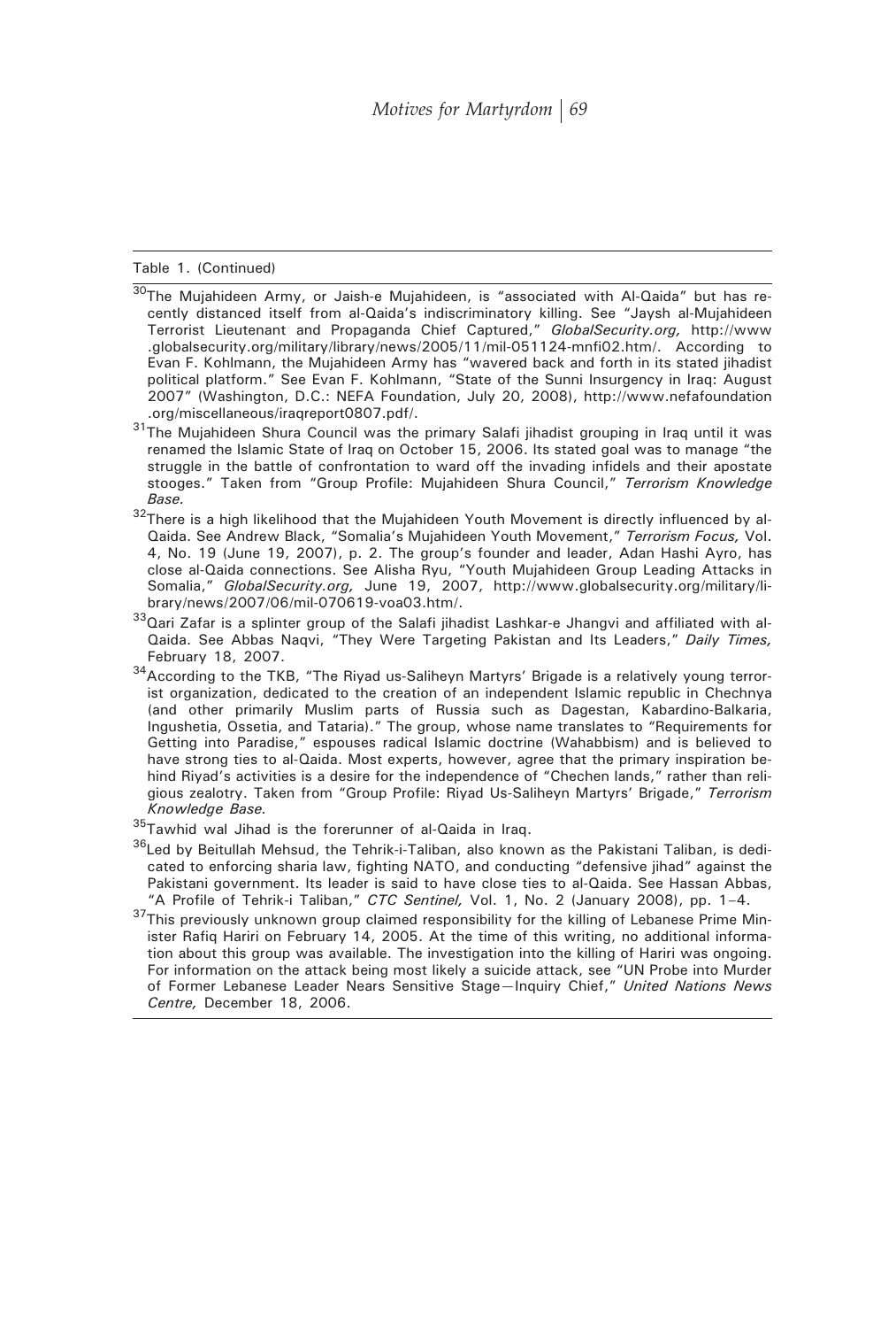Table 1. (Continued)

[30]The Mujahideen Army, or Jaish-e Mujahideen, is "associated with Al-Qaida" but has recently distanced itself from al-Qaida's indiscriminatory killing. See "Jaysh al-Mujahideen Terrorist Lieutenant and Propaganda Chief Captured," *GlobalSecurity.org,* http://www.globalsecurity.org/military/library/news/2005/11/mil-051124-mnfi02.htm/. According to Evan F. Kohlmann, the Mujahideen Army has "wavered back and forth in its stated jihadist political platform." See Evan F. Kohlmann, "State of the Sunni Insurgency in Iraq: August 2007" (Washington, D.C.: NEFA Foundation, July 20, 2008), http://www.nefafoundation.org/miscellaneous/iraqreport0807.pdf/.

[31]The Mujahideen Shura Council was the primary Salafi jihadist grouping in Iraq until it was renamed the Islamic State of Iraq on October 15, 2006. Its stated goal was to manage "the struggle in the battle of confrontation to ward off the invading infidels and their apostate stooges." Taken from "Group Profile: Mujahideen Shura Council," *Terrorism Knowledge Base.*

[32]There is a high likelihood that the Mujahideen Youth Movement is directly influenced by al-Qaida. See Andrew Black, "Somalia's Mujahideen Youth Movement," *Terrorism Focus,* Vol. 4, No. 19 (June 19, 2007), p. 2. The group's founder and leader, Adan Hashi Ayro, has close al-Qaida connections. See Alisha Ryu, "Youth Mujahideen Group Leading Attacks in Somalia," *GlobalSecurity.org,* June 19, 2007, http://www.globalsecurity.org/military/library/news/2007/06/mil-070619-voa03.htm/.

[33]Qari Zafar is a splinter group of the Salafi jihadist Lashkar-e Jhangvi and affiliated with al-Qaida. See Abbas Naqvi, "They Were Targeting Pakistan and Its Leaders," *Daily Times,* February 18, 2007.

[34]According to the TKB, "The Riyad us-Saliheyn Martyrs' Brigade is a relatively young terrorist organization, dedicated to the creation of an independent Islamic republic in Chechnya (and other primarily Muslim parts of Russia such as Dagestan, Kabardino-Balkaria, Ingushetia, Ossetia, and Tataria)." The group, whose name translates to "Requirements for Getting into Paradise," espouses radical Islamic doctrine (Wahabbism) and is believed to have strong ties to al-Qaida. Most experts, however, agree that the primary inspiration behind Riyad's activities is a desire for the independence of "Chechen lands," rather than religious zealotry. Taken from "Group Profile: Riyad Us-Saliheyn Martyrs' Brigade," *Terrorism Knowledge Base.*

[35]Tawhid wal Jihad is the forerunner of al-Qaida in Iraq.

[36]Led by Beitullah Mehsud, the Tehrik-i-Taliban, also known as the Pakistani Taliban, is dedicated to enforcing sharia law, fighting NATO, and conducting "defensive jihad" against the Pakistani government. Its leader is said to have close ties to al-Qaida. See Hassan Abbas, "A Profile of Tehrik-i Taliban," *CTC Sentinel,* Vol. 1, No. 2 (January 2008), pp. 1–4.

[37]This previously unknown group claimed responsibility for the killing of Lebanese Prime Minister Rafiq Hariri on February 14, 2005. At the time of this writing, no additional information about this group was available. The investigation into the killing of Hariri was ongoing. For information on the attack being most likely a suicide attack, see "UN Probe into Murder of Former Lebanese Leader Nears Sensitive Stage—Inquiry Chief," *United Nations News Centre,* December 18, 2006.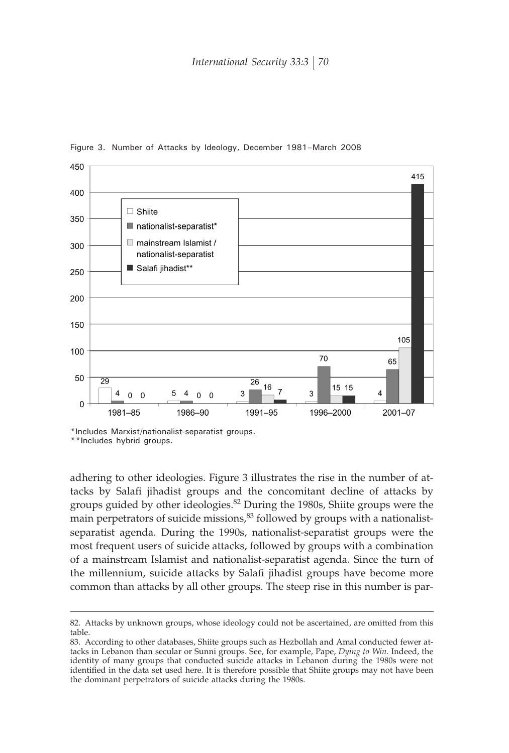Figure 3. Number of Attacks by Ideology, December 1981–March 2008

| | 1981–85 | 1986–90 | 1991–95 | 1996–2000 | 2001–07 |
|---|---|---|---|---|---|
| Shiite | 29 | 5 | 3 | 3 | 4 |
| nationalist-separatist* | 4 | 4 | 26 | 70 | 65 |
| mainstream Islamist / nationalist-separatist | 0 | 0 | 16 | 15 | 105 |
| Salafi jihadist** | 0 | 0 | 7 | 15 | 415 |

*Includes Marxist/nationalist-separatist groups.
**Includes hybrid groups.

adhering to other ideologies. Figure 3 illustrates the rise in the number of attacks by Salafi jihadist groups and the concomitant decline of attacks by groups guided by other ideologies.[82] During the 1980s, Shiite groups were the main perpetrators of suicide missions,[83] followed by groups with a nationalist-separatist agenda. During the 1990s, nationalist-separatist groups were the most frequent users of suicide attacks, followed by groups with a combination of a mainstream Islamist and nationalist-separatist agenda. Since the turn of the millennium, suicide attacks by Salafi jihadist groups have become more common than attacks by all other groups. The steep rise in this number is par-

82. Attacks by unknown groups, whose ideology could not be ascertained, are omitted from this table.

83. According to other databases, Shiite groups such as Hezbollah and Amal conducted fewer attacks in Lebanon than secular or Sunni groups. See, for example, Pape, *Dying to Win.* Indeed, the identity of many groups that conducted suicide attacks in Lebanon during the 1980s were not identified in the data set used here. It is therefore possible that Shiite groups may not have been the dominant perpetrators of suicide attacks during the 1980s.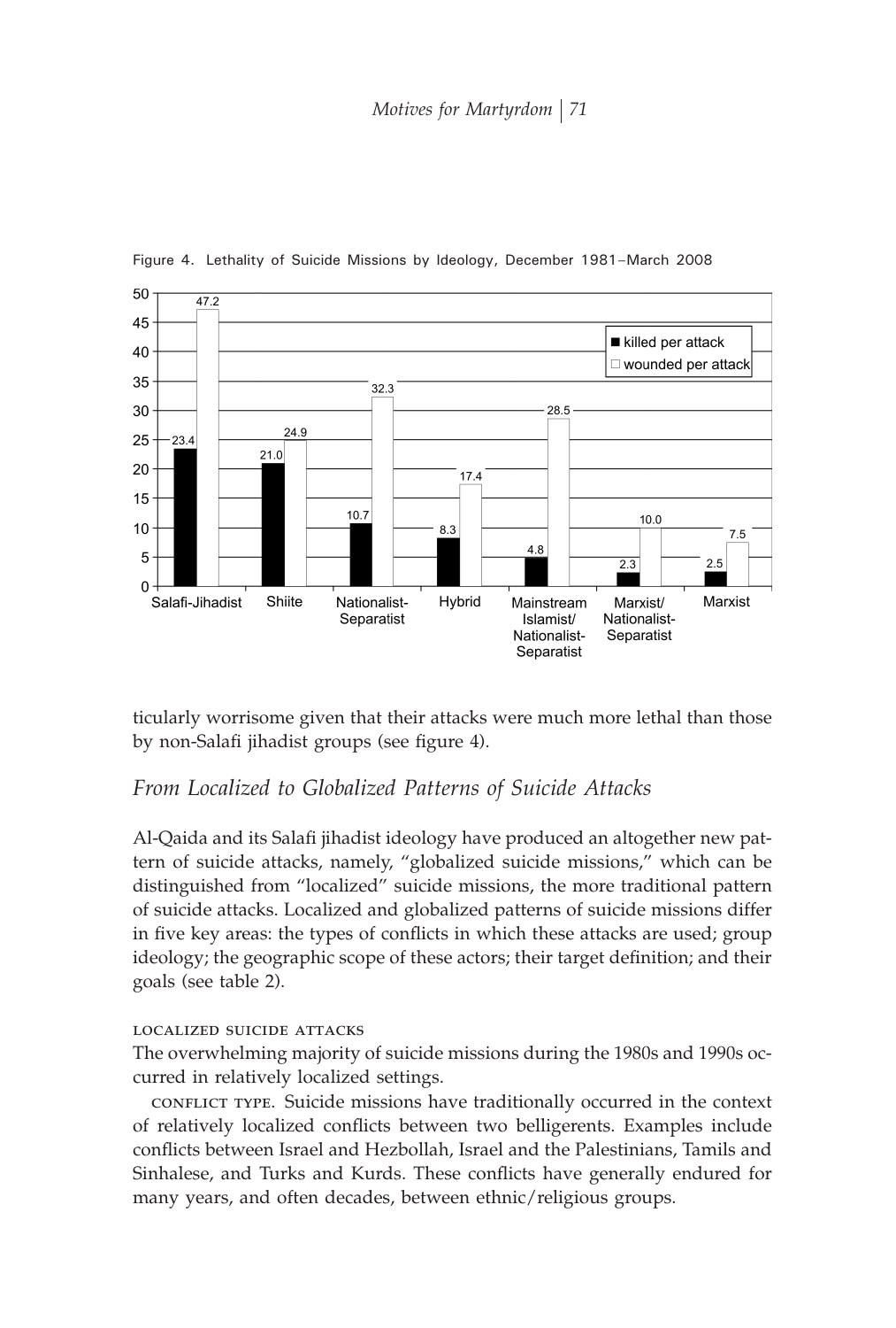Figure 4. Lethality of Suicide Missions by Ideology, December 1981–March 2008

| Ideology | killed per attack | wounded per attack |
| --- | --- | --- |
| Salafi-Jihadist | 23.4 | 47.2 |
| Shiite | 21.0 | 24.9 |
| Nationalist-Separatist | 10.7 | 32.3 |
| Hybrid | 8.3 | 17.4 |
| Mainstream Islamist/ Nationalist-Separatist | 4.8 | 28.5 |
| Marxist/ Nationalist-Separatist | 2.3 | 10.0 |
| Marxist | 2.5 | 7.5 |

ticularly worrisome given that their attacks were much more lethal than those by non-Salafi jihadist groups (see figure 4).

## *From Localized to Globalized Patterns of Suicide Attacks*

Al-Qaida and its Salafi jihadist ideology have produced an altogether new pattern of suicide attacks, namely, "globalized suicide missions," which can be distinguished from "localized" suicide missions, the more traditional pattern of suicide attacks. Localized and globalized patterns of suicide missions differ in five key areas: the types of conflicts in which these attacks are used; group ideology; the geographic scope of these actors; their target definition; and their goals (see table 2).

### LOCALIZED SUICIDE ATTACKS

The overwhelming majority of suicide missions during the 1980s and 1990s occurred in relatively localized settings.

CONFLICT TYPE. Suicide missions have traditionally occurred in the context of relatively localized conflicts between two belligerents. Examples include conflicts between Israel and Hezbollah, Israel and the Palestinians, Tamils and Sinhalese, and Turks and Kurds. These conflicts have generally endured for many years, and often decades, between ethnic/religious groups.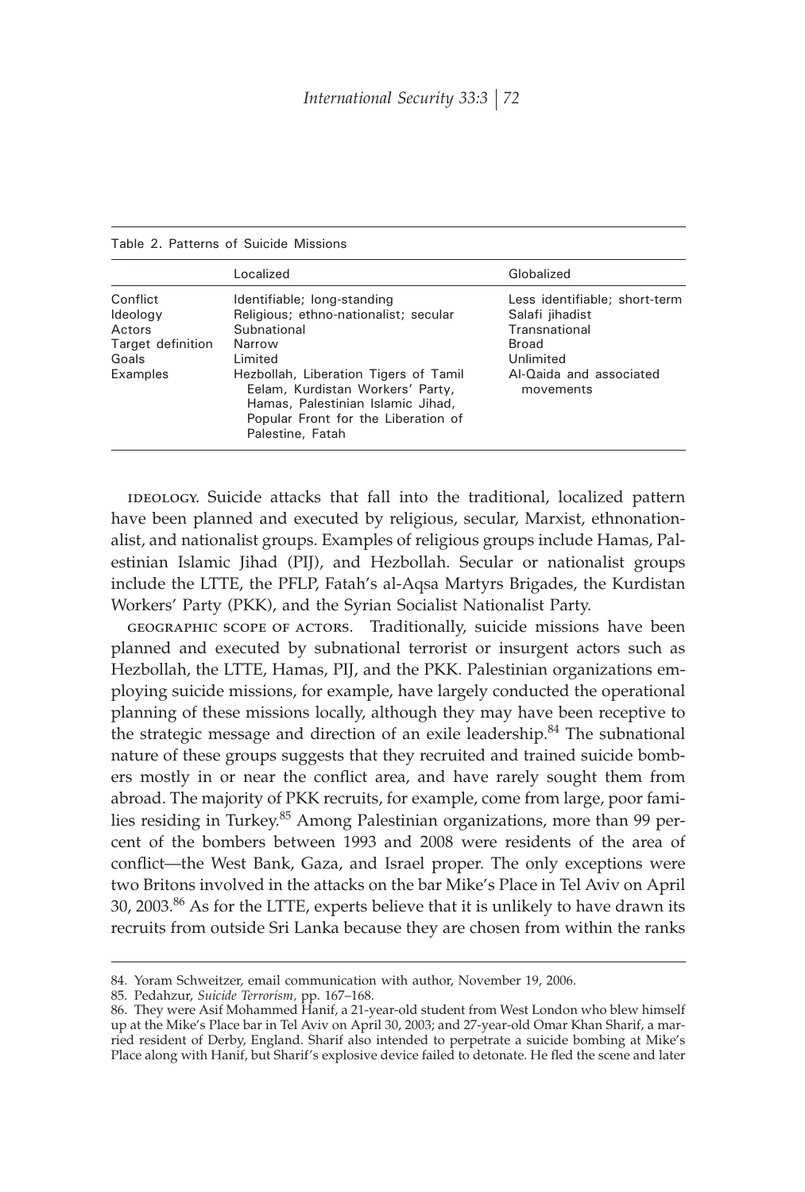Table 2. Patterns of Suicide Missions

| | Localized | Globalized |
|---|---|---|
| Conflict | Identifiable; long-standing | Less identifiable; short-term |
| Ideology | Religious; ethno-nationalist; secular | Salafi jihadist |
| Actors | Subnational | Transnational |
| Target definition | Narrow | Broad |
| Goals | Limited | Unlimited |
| Examples | Hezbollah, Liberation Tigers of Tamil Eelam, Kurdistan Workers' Party, Hamas, Palestinian Islamic Jihad, Popular Front for the Liberation of Palestine, Fatah | Al-Qaida and associated movements |

IDEOLOGY. Suicide attacks that fall into the traditional, localized pattern have been planned and executed by religious, secular, Marxist, ethnonationalist, and nationalist groups. Examples of religious groups include Hamas, Palestinian Islamic Jihad (PIJ), and Hezbollah. Secular or nationalist groups include the LTTE, the PFLP, Fatah's al-Aqsa Martyrs Brigades, the Kurdistan Workers' Party (PKK), and the Syrian Socialist Nationalist Party.

GEOGRAPHIC SCOPE OF ACTORS. Traditionally, suicide missions have been planned and executed by subnational terrorist or insurgent actors such as Hezbollah, the LTTE, Hamas, PIJ, and the PKK. Palestinian organizations employing suicide missions, for example, have largely conducted the operational planning of these missions locally, although they may have been receptive to the strategic message and direction of an exile leadership.[84] The subnational nature of these groups suggests that they recruited and trained suicide bombers mostly in or near the conflict area, and have rarely sought them from abroad. The majority of PKK recruits, for example, come from large, poor families residing in Turkey.[85] Among Palestinian organizations, more than 99 percent of the bombers between 1993 and 2008 were residents of the area of conflict—the West Bank, Gaza, and Israel proper. The only exceptions were two Britons involved in the attacks on the bar Mike's Place in Tel Aviv on April 30, 2003.[86] As for the LTTE, experts believe that it is unlikely to have drawn its recruits from outside Sri Lanka because they are chosen from within the ranks

84. Yoram Schweitzer, email communication with author, November 19, 2006.

85. Pedahzur, *Suicide Terrorism,* pp. 167–168.

86. They were Asif Mohammed Hanif, a 21-year-old student from West London who blew himself up at the Mike's Place bar in Tel Aviv on April 30, 2003; and 27-year-old Omar Khan Sharif, a married resident of Derby, England. Sharif also intended to perpetrate a suicide bombing at Mike's Place along with Hanif, but Sharif's explosive device failed to detonate. He fled the scene and later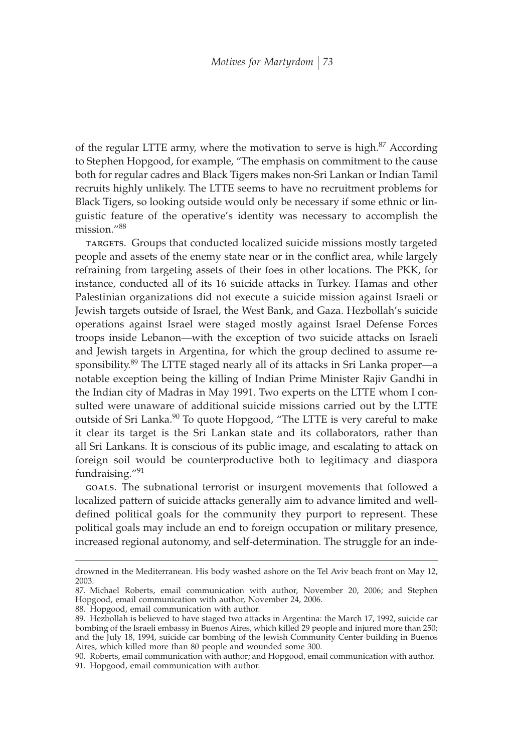of the regular LTTE army, where the motivation to serve is high.[87] According to Stephen Hopgood, for example, "The emphasis on commitment to the cause both for regular cadres and Black Tigers makes non-Sri Lankan or Indian Tamil recruits highly unlikely. The LTTE seems to have no recruitment problems for Black Tigers, so looking outside would only be necessary if some ethnic or linguistic feature of the operative's identity was necessary to accomplish the mission."[88]

TARGETS. Groups that conducted localized suicide missions mostly targeted people and assets of the enemy state near or in the conflict area, while largely refraining from targeting assets of their foes in other locations. The PKK, for instance, conducted all of its 16 suicide attacks in Turkey. Hamas and other Palestinian organizations did not execute a suicide mission against Israeli or Jewish targets outside of Israel, the West Bank, and Gaza. Hezbollah's suicide operations against Israel were staged mostly against Israel Defense Forces troops inside Lebanon—with the exception of two suicide attacks on Israeli and Jewish targets in Argentina, for which the group declined to assume responsibility.[89] The LTTE staged nearly all of its attacks in Sri Lanka proper—a notable exception being the killing of Indian Prime Minister Rajiv Gandhi in the Indian city of Madras in May 1991. Two experts on the LTTE whom I consulted were unaware of additional suicide missions carried out by the LTTE outside of Sri Lanka.[90] To quote Hopgood, "The LTTE is very careful to make it clear its target is the Sri Lankan state and its collaborators, rather than all Sri Lankans. It is conscious of its public image, and escalating to attack on foreign soil would be counterproductive both to legitimacy and diaspora fundraising."[91]

GOALS. The subnational terrorist or insurgent movements that followed a localized pattern of suicide attacks generally aim to advance limited and well-defined political goals for the community they purport to represent. These political goals may include an end to foreign occupation or military presence, increased regional autonomy, and self-determination. The struggle for an inde-

---

drowned in the Mediterranean. His body washed ashore on the Tel Aviv beach front on May 12, 2003.

87. Michael Roberts, email communication with author, November 20, 2006; and Stephen Hopgood, email communication with author, November 24, 2006.

88. Hopgood, email communication with author.

89. Hezbollah is believed to have staged two attacks in Argentina: the March 17, 1992, suicide car bombing of the Israeli embassy in Buenos Aires, which killed 29 people and injured more than 250; and the July 18, 1994, suicide car bombing of the Jewish Community Center building in Buenos Aires, which killed more than 80 people and wounded some 300.

90. Roberts, email communication with author; and Hopgood, email communication with author.

91. Hopgood, email communication with author.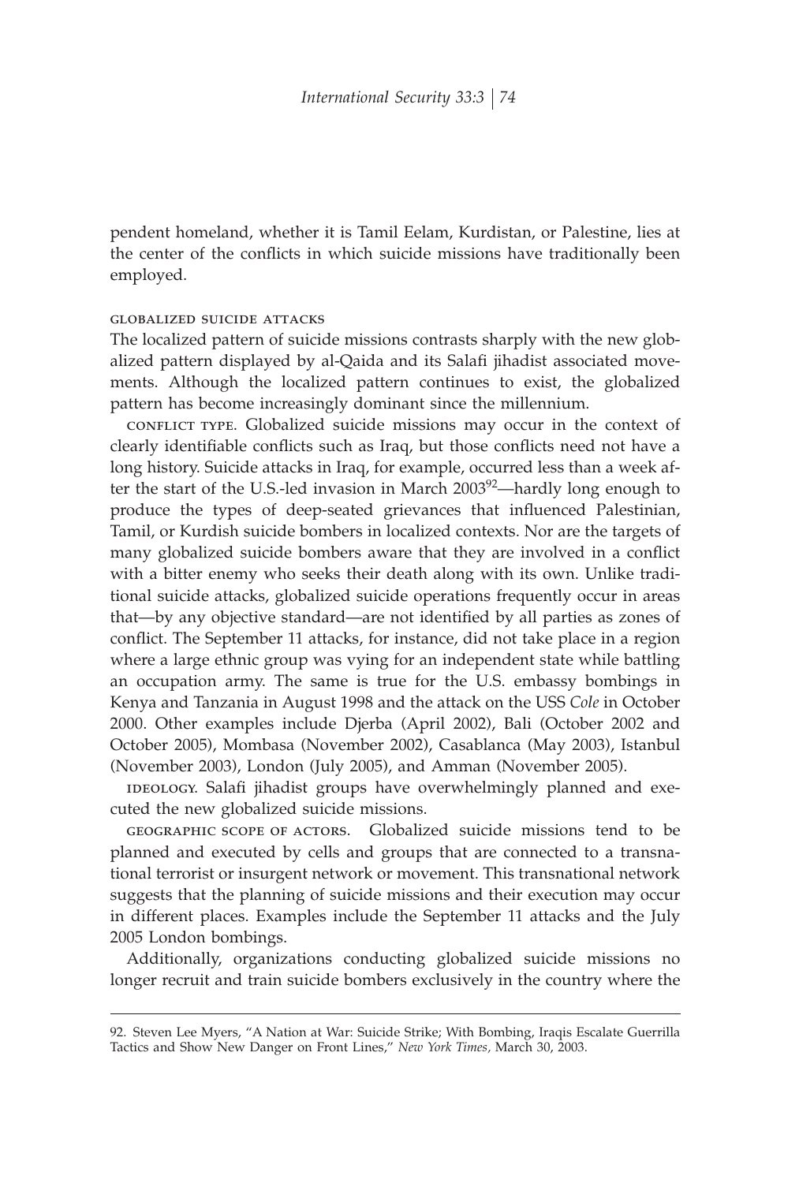pendent homeland, whether it is Tamil Eelam, Kurdistan, or Palestine, lies at the center of the conflicts in which suicide missions have traditionally been employed.

### GLOBALIZED SUICIDE ATTACKS

The localized pattern of suicide missions contrasts sharply with the new globalized pattern displayed by al-Qaida and its Salafi jihadist associated movements. Although the localized pattern continues to exist, the globalized pattern has become increasingly dominant since the millennium.

CONFLICT TYPE. Globalized suicide missions may occur in the context of clearly identifiable conflicts such as Iraq, but those conflicts need not have a long history. Suicide attacks in Iraq, for example, occurred less than a week after the start of the U.S.-led invasion in March 2003[92]—hardly long enough to produce the types of deep-seated grievances that influenced Palestinian, Tamil, or Kurdish suicide bombers in localized contexts. Nor are the targets of many globalized suicide bombers aware that they are involved in a conflict with a bitter enemy who seeks their death along with its own. Unlike traditional suicide attacks, globalized suicide operations frequently occur in areas that—by any objective standard—are not identified by all parties as zones of conflict. The September 11 attacks, for instance, did not take place in a region where a large ethnic group was vying for an independent state while battling an occupation army. The same is true for the U.S. embassy bombings in Kenya and Tanzania in August 1998 and the attack on the USS *Cole* in October 2000. Other examples include Djerba (April 2002), Bali (October 2002 and October 2005), Mombasa (November 2002), Casablanca (May 2003), Istanbul (November 2003), London (July 2005), and Amman (November 2005).

IDEOLOGY. Salafi jihadist groups have overwhelmingly planned and executed the new globalized suicide missions.

GEOGRAPHIC SCOPE OF ACTORS. Globalized suicide missions tend to be planned and executed by cells and groups that are connected to a transnational terrorist or insurgent network or movement. This transnational network suggests that the planning of suicide missions and their execution may occur in different places. Examples include the September 11 attacks and the July 2005 London bombings.

Additionally, organizations conducting globalized suicide missions no longer recruit and train suicide bombers exclusively in the country where the

---

92. Steven Lee Myers, "A Nation at War: Suicide Strike; With Bombing, Iraqis Escalate Guerrilla Tactics and Show New Danger on Front Lines," *New York Times,* March 30, 2003.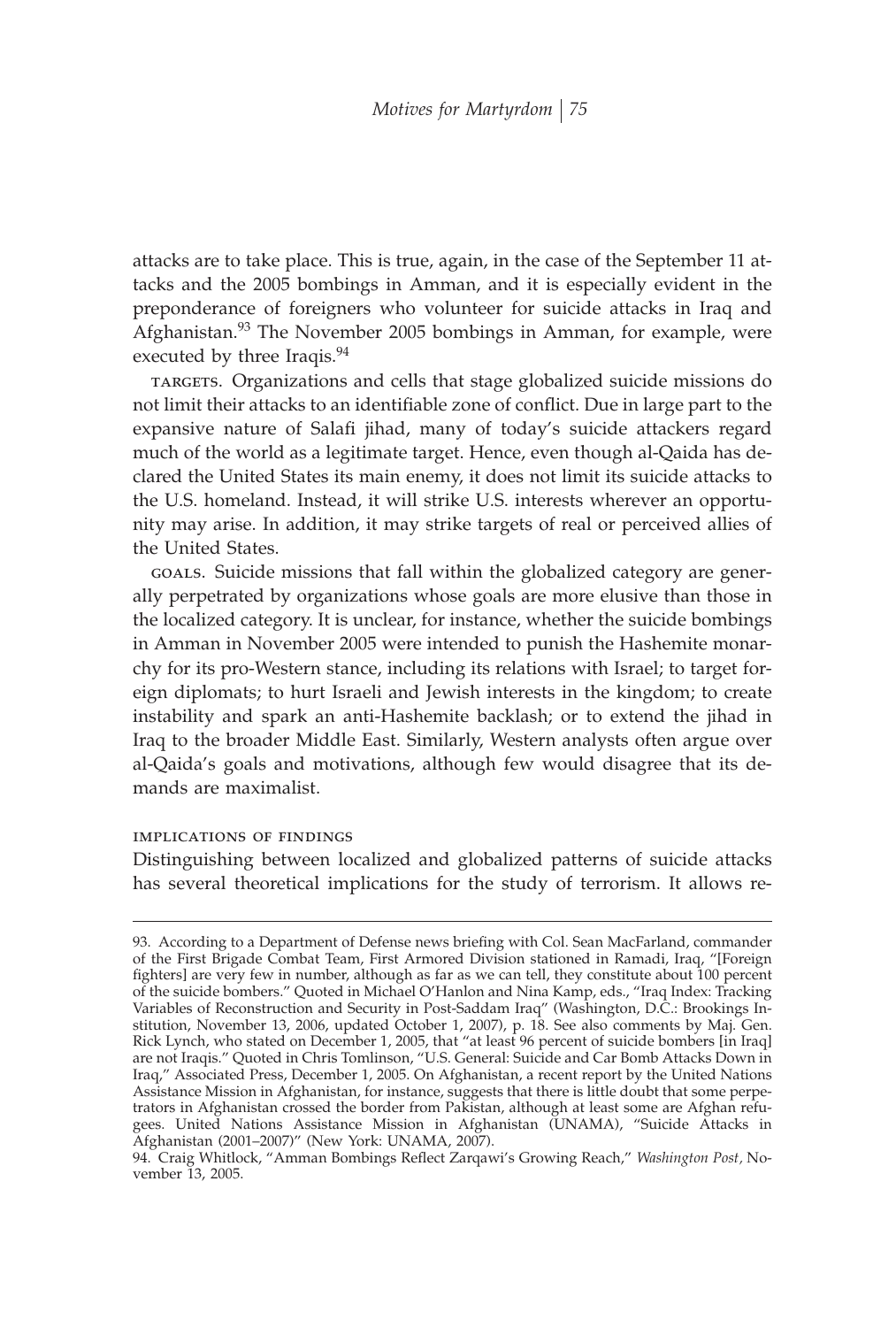attacks are to take place. This is true, again, in the case of the September 11 attacks and the 2005 bombings in Amman, and it is especially evident in the preponderance of foreigners who volunteer for suicide attacks in Iraq and Afghanistan.[93] The November 2005 bombings in Amman, for example, were executed by three Iraqis.[94]

TARGETS. Organizations and cells that stage globalized suicide missions do not limit their attacks to an identifiable zone of conflict. Due in large part to the expansive nature of Salafi jihad, many of today's suicide attackers regard much of the world as a legitimate target. Hence, even though al-Qaida has declared the United States its main enemy, it does not limit its suicide attacks to the U.S. homeland. Instead, it will strike U.S. interests wherever an opportunity may arise. In addition, it may strike targets of real or perceived allies of the United States.

GOALS. Suicide missions that fall within the globalized category are generally perpetrated by organizations whose goals are more elusive than those in the localized category. It is unclear, for instance, whether the suicide bombings in Amman in November 2005 were intended to punish the Hashemite monarchy for its pro-Western stance, including its relations with Israel; to target foreign diplomats; to hurt Israeli and Jewish interests in the kingdom; to create instability and spark an anti-Hashemite backlash; or to extend the jihad in Iraq to the broader Middle East. Similarly, Western analysts often argue over al-Qaida's goals and motivations, although few would disagree that its demands are maximalist.

### IMPLICATIONS OF FINDINGS

Distinguishing between localized and globalized patterns of suicide attacks has several theoretical implications for the study of terrorism. It allows re-

---

93. According to a Department of Defense news briefing with Col. Sean MacFarland, commander of the First Brigade Combat Team, First Armored Division stationed in Ramadi, Iraq, "[Foreign fighters] are very few in number, although as far as we can tell, they constitute about 100 percent of the suicide bombers." Quoted in Michael O'Hanlon and Nina Kamp, eds., "Iraq Index: Tracking Variables of Reconstruction and Security in Post-Saddam Iraq" (Washington, D.C.: Brookings Institution, November 13, 2006, updated October 1, 2007), p. 18. See also comments by Maj. Gen. Rick Lynch, who stated on December 1, 2005, that "at least 96 percent of suicide bombers [in Iraq] are not Iraqis." Quoted in Chris Tomlinson, "U.S. General: Suicide and Car Bomb Attacks Down in Iraq," Associated Press, December 1, 2005. On Afghanistan, a recent report by the United Nations Assistance Mission in Afghanistan, for instance, suggests that there is little doubt that some perpetrators in Afghanistan crossed the border from Pakistan, although at least some are Afghan refugees. United Nations Assistance Mission in Afghanistan (UNAMA), "Suicide Attacks in Afghanistan (2001–2007)" (New York: UNAMA, 2007).

94. Craig Whitlock, "Amman Bombings Reflect Zarqawi's Growing Reach," *Washington Post*, November 13, 2005.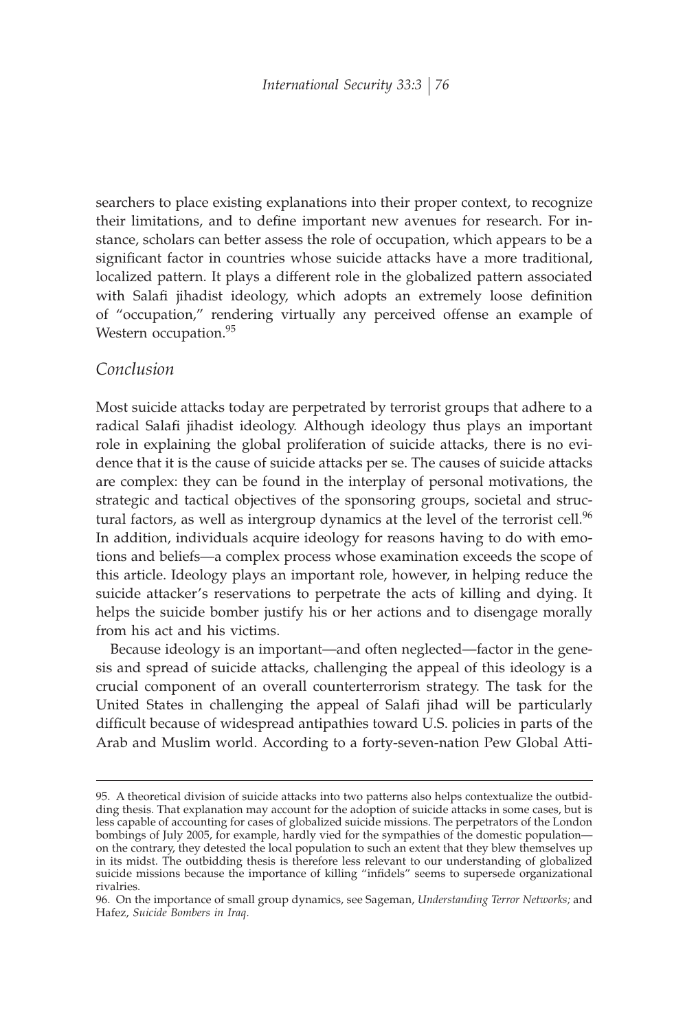searchers to place existing explanations into their proper context, to recognize their limitations, and to define important new avenues for research. For instance, scholars can better assess the role of occupation, which appears to be a significant factor in countries whose suicide attacks have a more traditional, localized pattern. It plays a different role in the globalized pattern associated with Salafi jihadist ideology, which adopts an extremely loose definition of "occupation," rendering virtually any perceived offense an example of Western occupation.[95]

## Conclusion

Most suicide attacks today are perpetrated by terrorist groups that adhere to a radical Salafi jihadist ideology. Although ideology thus plays an important role in explaining the global proliferation of suicide attacks, there is no evidence that it is the cause of suicide attacks per se. The causes of suicide attacks are complex: they can be found in the interplay of personal motivations, the strategic and tactical objectives of the sponsoring groups, societal and structural factors, as well as intergroup dynamics at the level of the terrorist cell.[96] In addition, individuals acquire ideology for reasons having to do with emotions and beliefs—a complex process whose examination exceeds the scope of this article. Ideology plays an important role, however, in helping reduce the suicide attacker's reservations to perpetrate the acts of killing and dying. It helps the suicide bomber justify his or her actions and to disengage morally from his act and his victims.

Because ideology is an important—and often neglected—factor in the genesis and spread of suicide attacks, challenging the appeal of this ideology is a crucial component of an overall counterterrorism strategy. The task for the United States in challenging the appeal of Salafi jihad will be particularly difficult because of widespread antipathies toward U.S. policies in parts of the Arab and Muslim world. According to a forty-seven-nation Pew Global Atti-

95. A theoretical division of suicide attacks into two patterns also helps contextualize the outbidding thesis. That explanation may account for the adoption of suicide attacks in some cases, but is less capable of accounting for cases of globalized suicide missions. The perpetrators of the London bombings of July 2005, for example, hardly vied for the sympathies of the domestic population—on the contrary, they detested the local population to such an extent that they blew themselves up in its midst. The outbidding thesis is therefore less relevant to our understanding of globalized suicide missions because the importance of killing "infidels" seems to supersede organizational rivalries.

96. On the importance of small group dynamics, see Sageman, *Understanding Terror Networks;* and Hafez, *Suicide Bombers in Iraq.*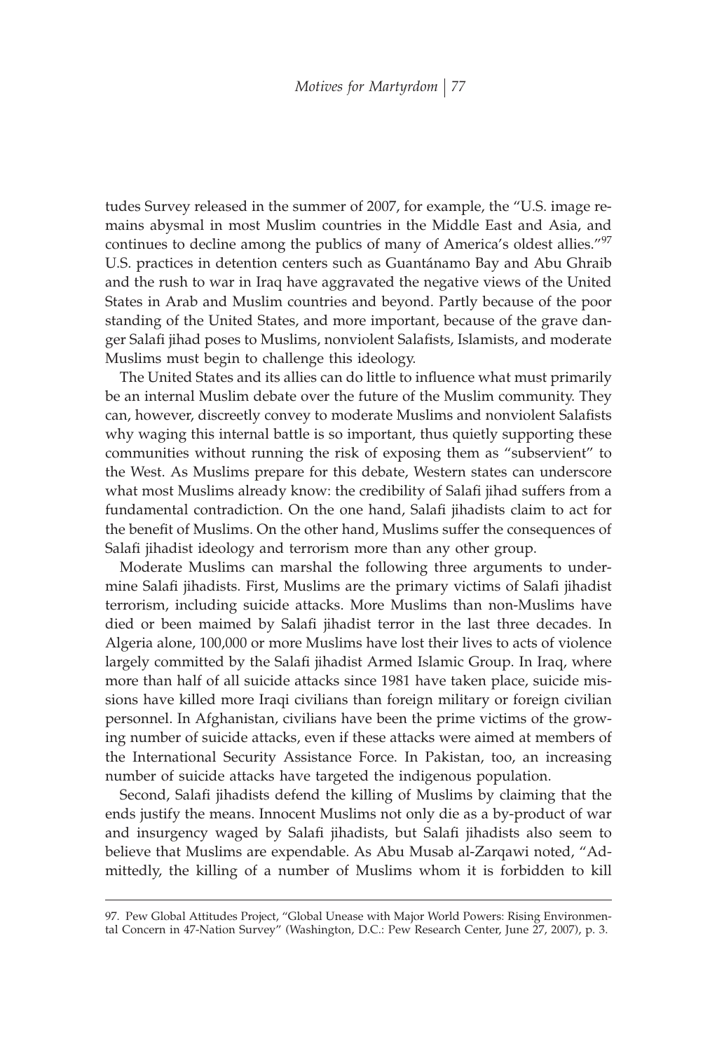tudes Survey released in the summer of 2007, for example, the "U.S. image remains abysmal in most Muslim countries in the Middle East and Asia, and continues to decline among the publics of many of America's oldest allies."[97] U.S. practices in detention centers such as Guantánamo Bay and Abu Ghraib and the rush to war in Iraq have aggravated the negative views of the United States in Arab and Muslim countries and beyond. Partly because of the poor standing of the United States, and more important, because of the grave danger Salafi jihad poses to Muslims, nonviolent Salafists, Islamists, and moderate Muslims must begin to challenge this ideology.

The United States and its allies can do little to influence what must primarily be an internal Muslim debate over the future of the Muslim community. They can, however, discreetly convey to moderate Muslims and nonviolent Salafists why waging this internal battle is so important, thus quietly supporting these communities without running the risk of exposing them as "subservient" to the West. As Muslims prepare for this debate, Western states can underscore what most Muslims already know: the credibility of Salafi jihad suffers from a fundamental contradiction. On the one hand, Salafi jihadists claim to act for the benefit of Muslims. On the other hand, Muslims suffer the consequences of Salafi jihadist ideology and terrorism more than any other group.

Moderate Muslims can marshal the following three arguments to undermine Salafi jihadists. First, Muslims are the primary victims of Salafi jihadist terrorism, including suicide attacks. More Muslims than non-Muslims have died or been maimed by Salafi jihadist terror in the last three decades. In Algeria alone, 100,000 or more Muslims have lost their lives to acts of violence largely committed by the Salafi jihadist Armed Islamic Group. In Iraq, where more than half of all suicide attacks since 1981 have taken place, suicide missions have killed more Iraqi civilians than foreign military or foreign civilian personnel. In Afghanistan, civilians have been the prime victims of the growing number of suicide attacks, even if these attacks were aimed at members of the International Security Assistance Force. In Pakistan, too, an increasing number of suicide attacks have targeted the indigenous population.

Second, Salafi jihadists defend the killing of Muslims by claiming that the ends justify the means. Innocent Muslims not only die as a by-product of war and insurgency waged by Salafi jihadists, but Salafi jihadists also seem to believe that Muslims are expendable. As Abu Musab al-Zarqawi noted, "Admittedly, the killing of a number of Muslims whom it is forbidden to kill

---

97. Pew Global Attitudes Project, "Global Unease with Major World Powers: Rising Environmental Concern in 47-Nation Survey" (Washington, D.C.: Pew Research Center, June 27, 2007), p. 3.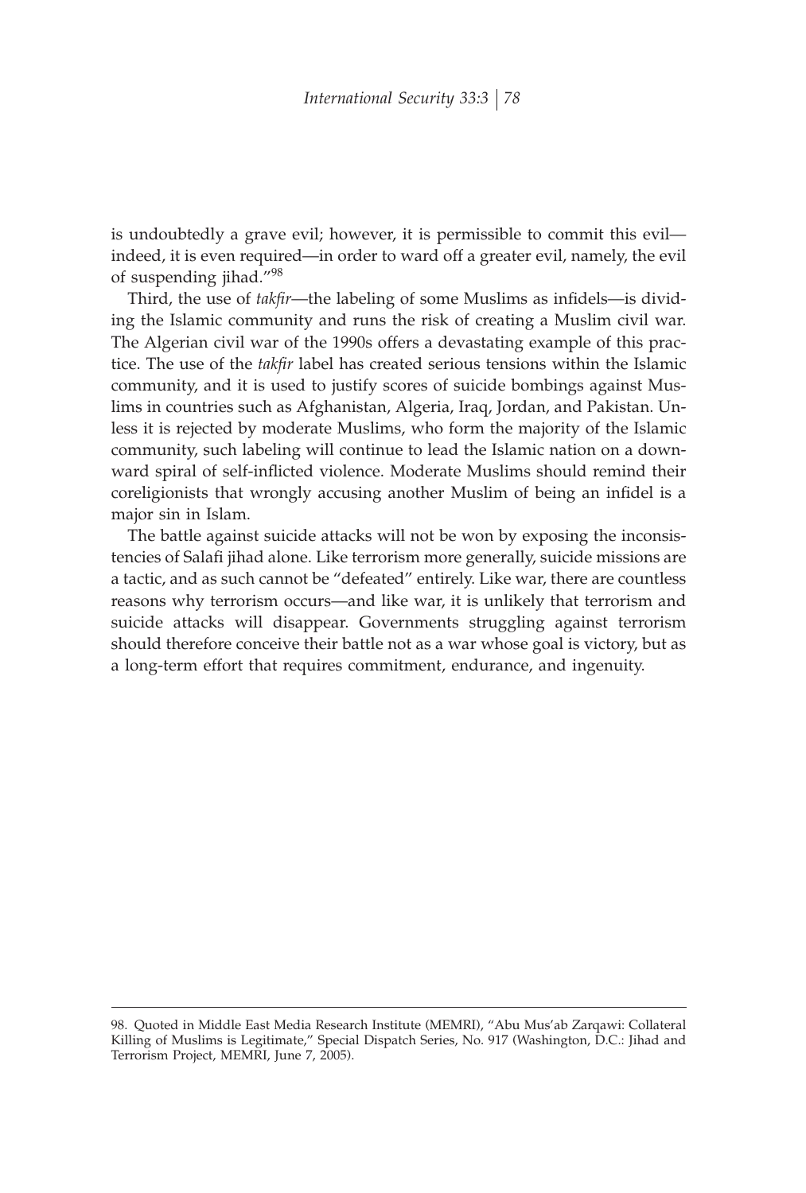is undoubtedly a grave evil; however, it is permissible to commit this evil—indeed, it is even required—in order to ward off a greater evil, namely, the evil of suspending jihad."[98]

Third, the use of *takfir*—the labeling of some Muslims as infidels—is dividing the Islamic community and runs the risk of creating a Muslim civil war. The Algerian civil war of the 1990s offers a devastating example of this practice. The use of the *takfir* label has created serious tensions within the Islamic community, and it is used to justify scores of suicide bombings against Muslims in countries such as Afghanistan, Algeria, Iraq, Jordan, and Pakistan. Unless it is rejected by moderate Muslims, who form the majority of the Islamic community, such labeling will continue to lead the Islamic nation on a downward spiral of self-inflicted violence. Moderate Muslims should remind their coreligionists that wrongly accusing another Muslim of being an infidel is a major sin in Islam.

The battle against suicide attacks will not be won by exposing the inconsistencies of Salafi jihad alone. Like terrorism more generally, suicide missions are a tactic, and as such cannot be "defeated" entirely. Like war, there are countless reasons why terrorism occurs—and like war, it is unlikely that terrorism and suicide attacks will disappear. Governments struggling against terrorism should therefore conceive their battle not as a war whose goal is victory, but as a long-term effort that requires commitment, endurance, and ingenuity.

---

98. Quoted in Middle East Media Research Institute (MEMRI), "Abu Mus'ab Zarqawi: Collateral Killing of Muslims is Legitimate," Special Dispatch Series, No. 917 (Washington, D.C.: Jihad and Terrorism Project, MEMRI, June 7, 2005).